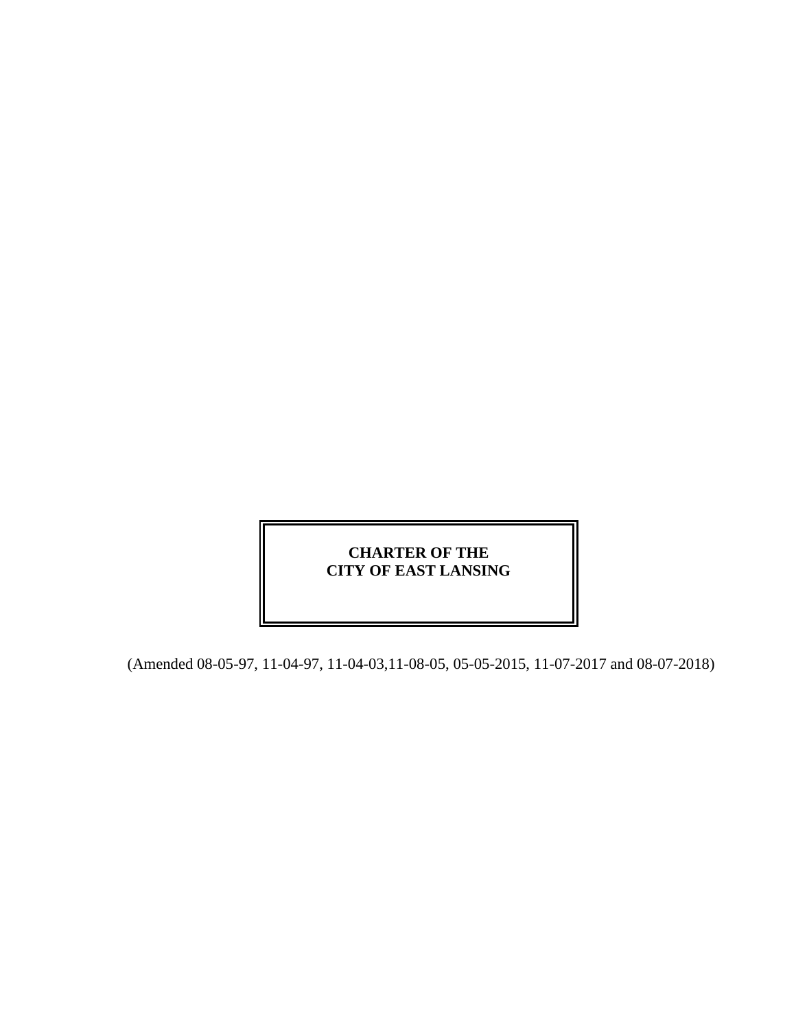# CHARTER OF THE CITY OF EAST LANSING

(Amended 08-05-97, 11-04-97, 11-04-03,11-08-05, 05-05-2015, 11-07-2017 and 08-07-2018)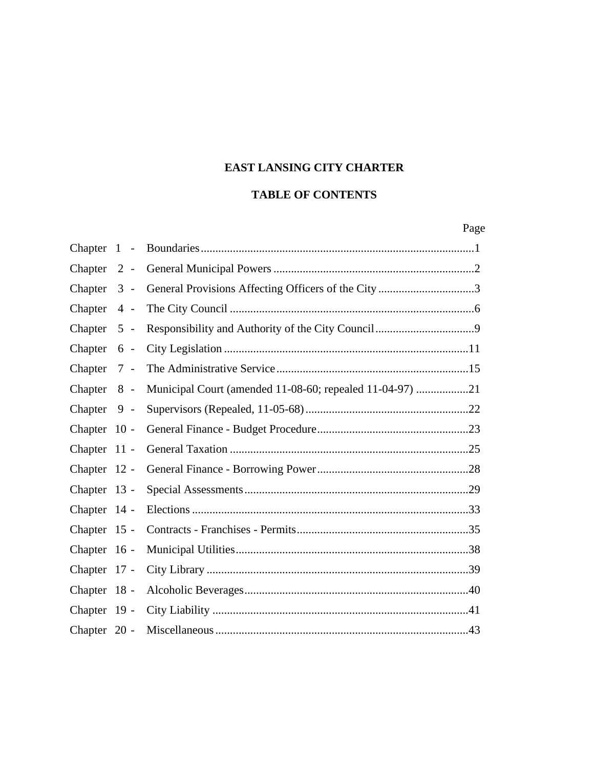# EAST LANSING CITY CHARTER

## TABLE OF CONTENTS

| | | Page |
|---|---|---|
| Chapter 1 - | Boundaries | 1 |
| Chapter 2 - | General Municipal Powers | 2 |
| Chapter 3 - | General Provisions Affecting Officers of the City | 3 |
| Chapter 4 - | The City Council | 6 |
| Chapter 5 - | Responsibility and Authority of the City Council | 9 |
| Chapter 6 - | City Legislation | 11 |
| Chapter 7 - | The Administrative Service | 15 |
| Chapter 8 - | Municipal Court (amended 11-08-60; repealed 11-04-97) | 21 |
| Chapter 9 - | Supervisors (Repealed, 11-05-68) | 22 |
| Chapter 10 - | General Finance - Budget Procedure | 23 |
| Chapter 11 - | General Taxation | 25 |
| Chapter 12 - | General Finance - Borrowing Power | 28 |
| Chapter 13 - | Special Assessments | 29 |
| Chapter 14 - | Elections | 33 |
| Chapter 15 - | Contracts - Franchises - Permits | 35 |
| Chapter 16 - | Municipal Utilities | 38 |
| Chapter 17 - | City Library | 39 |
| Chapter 18 - | Alcoholic Beverages | 40 |
| Chapter 19 - | City Liability | 41 |
| Chapter 20 - | Miscellaneous | 43 |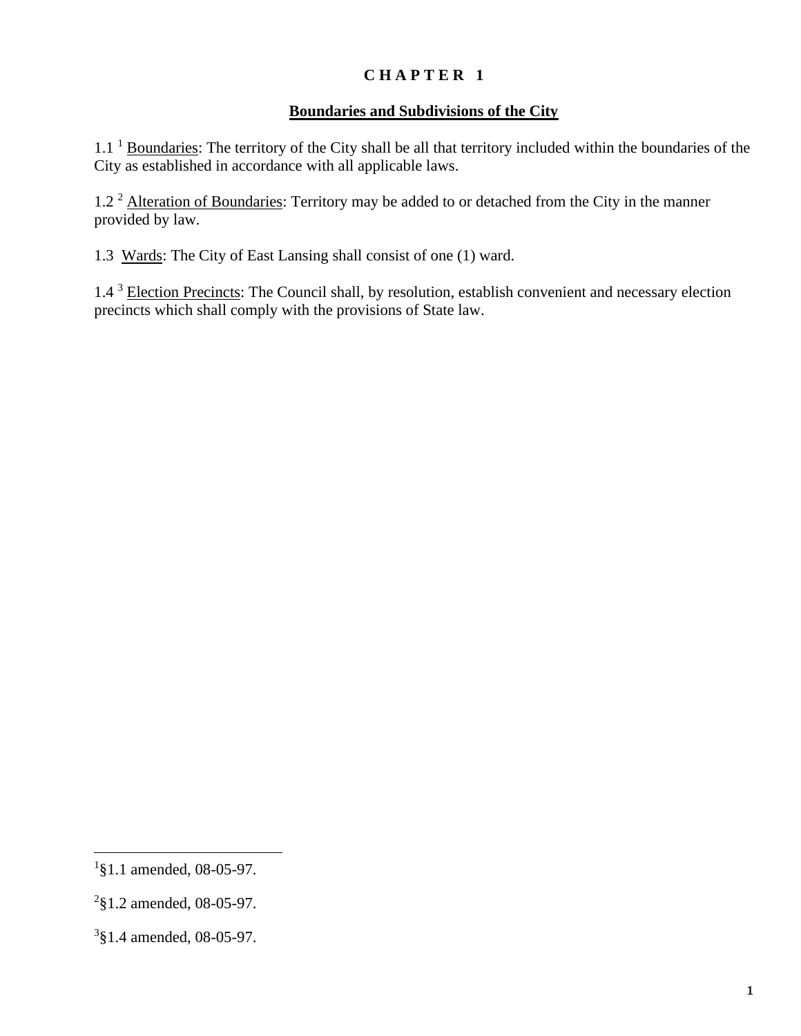# CHAPTER 1

## Boundaries and Subdivisions of the City

1.1 [1] Boundaries: The territory of the City shall be all that territory included within the boundaries of the City as established in accordance with all applicable laws.

1.2 [2] Alteration of Boundaries: Territory may be added to or detached from the City in the manner provided by law.

1.3 Wards: The City of East Lansing shall consist of one (1) ward.

1.4 [3] Election Precincts: The Council shall, by resolution, establish convenient and necessary election precincts which shall comply with the provisions of State law.

---

[1] §1.1 amended, 08-05-97.

[2] §1.2 amended, 08-05-97.

[3] §1.4 amended, 08-05-97.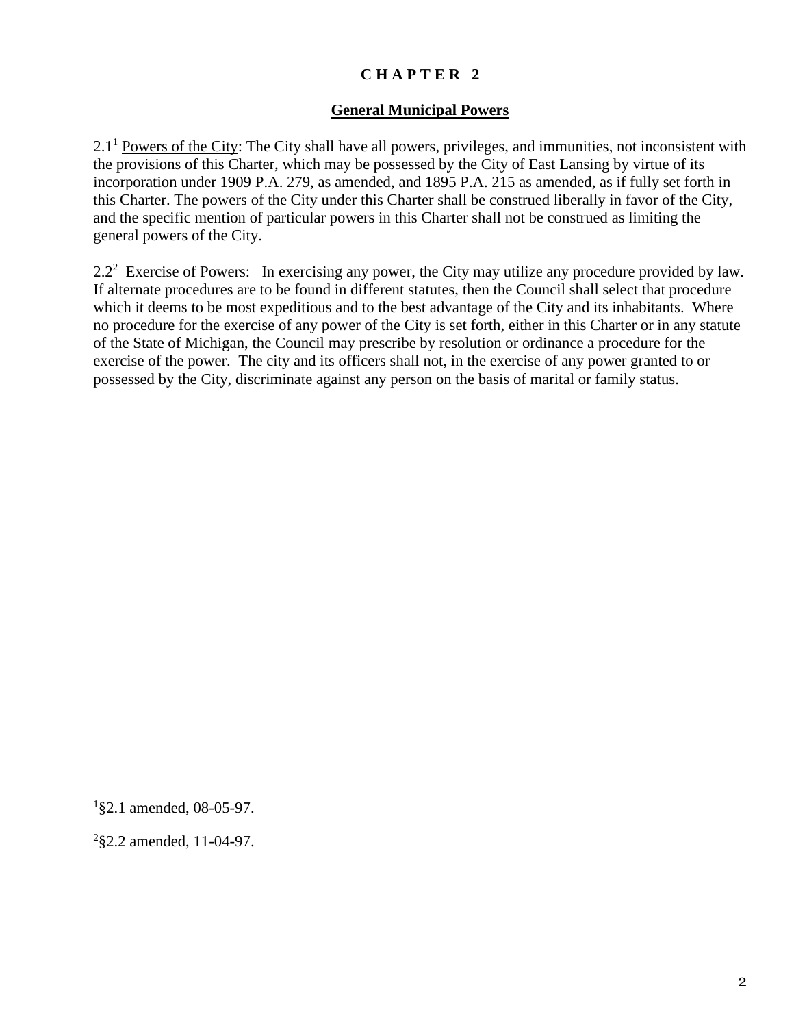# CHAPTER 2

## General Municipal Powers

2.1[1] Powers of the City: The City shall have all powers, privileges, and immunities, not inconsistent with the provisions of this Charter, which may be possessed by the City of East Lansing by virtue of its incorporation under 1909 P.A. 279, as amended, and 1895 P.A. 215 as amended, as if fully set forth in this Charter. The powers of the City under this Charter shall be construed liberally in favor of the City, and the specific mention of particular powers in this Charter shall not be construed as limiting the general powers of the City.

2.2[2] Exercise of Powers: In exercising any power, the City may utilize any procedure provided by law. If alternate procedures are to be found in different statutes, then the Council shall select that procedure which it deems to be most expeditious and to the best advantage of the City and its inhabitants. Where no procedure for the exercise of any power of the City is set forth, either in this Charter or in any statute of the State of Michigan, the Council may prescribe by resolution or ordinance a procedure for the exercise of the power. The city and its officers shall not, in the exercise of any power granted to or possessed by the City, discriminate against any person on the basis of marital or family status.

---

[1] §2.1 amended, 08-05-97.

[2] §2.2 amended, 11-04-97.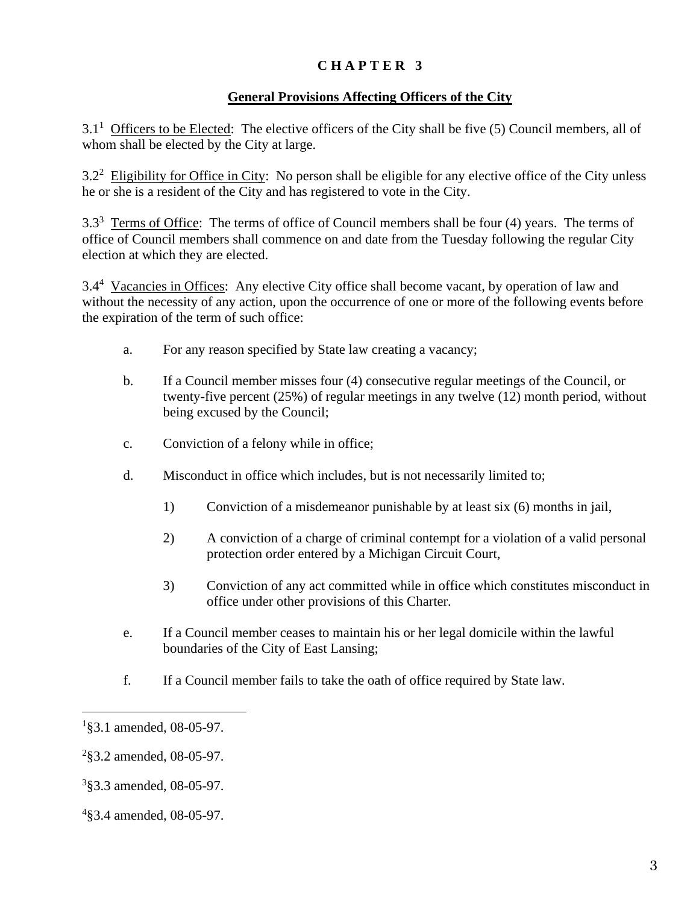# C H A P T E R 3

## General Provisions Affecting Officers of the City

3.1[1] Officers to be Elected: The elective officers of the City shall be five (5) Council members, all of whom shall be elected by the City at large.

3.2[2] Eligibility for Office in City: No person shall be eligible for any elective office of the City unless he or she is a resident of the City and has registered to vote in the City.

3.3[3] Terms of Office: The terms of office of Council members shall be four (4) years. The terms of office of Council members shall commence on and date from the Tuesday following the regular City election at which they are elected.

3.4[4] Vacancies in Offices: Any elective City office shall become vacant, by operation of law and without the necessity of any action, upon the occurrence of one or more of the following events before the expiration of the term of such office:

a. For any reason specified by State law creating a vacancy;

b. If a Council member misses four (4) consecutive regular meetings of the Council, or twenty-five percent (25%) of regular meetings in any twelve (12) month period, without being excused by the Council;

c. Conviction of a felony while in office;

d. Misconduct in office which includes, but is not necessarily limited to;

    1) Conviction of a misdemeanor punishable by at least six (6) months in jail,

    2) A conviction of a charge of criminal contempt for a violation of a valid personal protection order entered by a Michigan Circuit Court,

    3) Conviction of any act committed while in office which constitutes misconduct in office under other provisions of this Charter.

e. If a Council member ceases to maintain his or her legal domicile within the lawful boundaries of the City of East Lansing;

f. If a Council member fails to take the oath of office required by State law.

---

[1] §3.1 amended, 08-05-97.

[2] §3.2 amended, 08-05-97.

[3] §3.3 amended, 08-05-97.

[4] §3.4 amended, 08-05-97.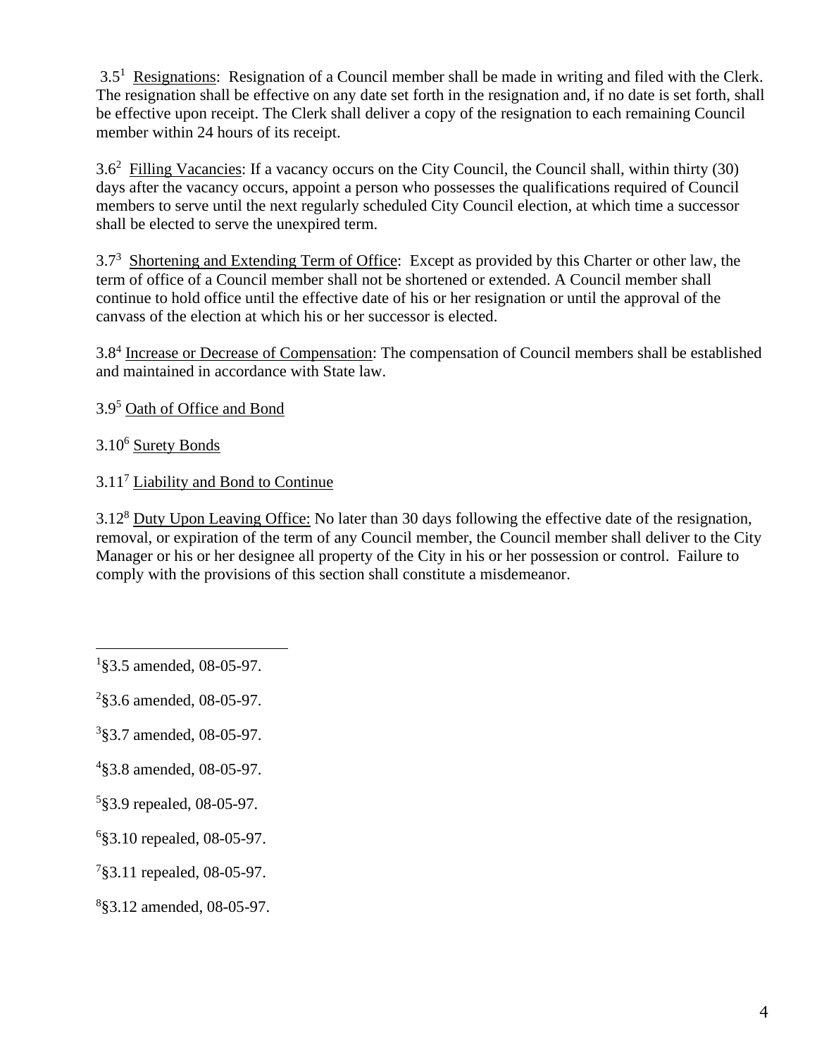3.5[1] Resignations: Resignation of a Council member shall be made in writing and filed with the Clerk. The resignation shall be effective on any date set forth in the resignation and, if no date is set forth, shall be effective upon receipt. The Clerk shall deliver a copy of the resignation to each remaining Council member within 24 hours of its receipt.

3.6[2] Filling Vacancies: If a vacancy occurs on the City Council, the Council shall, within thirty (30) days after the vacancy occurs, appoint a person who possesses the qualifications required of Council members to serve until the next regularly scheduled City Council election, at which time a successor shall be elected to serve the unexpired term.

3.7[3] Shortening and Extending Term of Office: Except as provided by this Charter or other law, the term of office of a Council member shall not be shortened or extended. A Council member shall continue to hold office until the effective date of his or her resignation or until the approval of the canvass of the election at which his or her successor is elected.

3.8[4] Increase or Decrease of Compensation: The compensation of Council members shall be established and maintained in accordance with State law.

3.9[5] Oath of Office and Bond

3.10[6] Surety Bonds

3.11[7] Liability and Bond to Continue

3.12[8] Duty Upon Leaving Office: No later than 30 days following the effective date of the resignation, removal, or expiration of the term of any Council member, the Council member shall deliver to the City Manager or his or her designee all property of the City in his or her possession or control. Failure to comply with the provisions of this section shall constitute a misdemeanor.

---

[1] §3.5 amended, 08-05-97.

[2] §3.6 amended, 08-05-97.

[3] §3.7 amended, 08-05-97.

[4] §3.8 amended, 08-05-97.

[5] §3.9 repealed, 08-05-97.

[6] §3.10 repealed, 08-05-97.

[7] §3.11 repealed, 08-05-97.

[8] §3.12 amended, 08-05-97.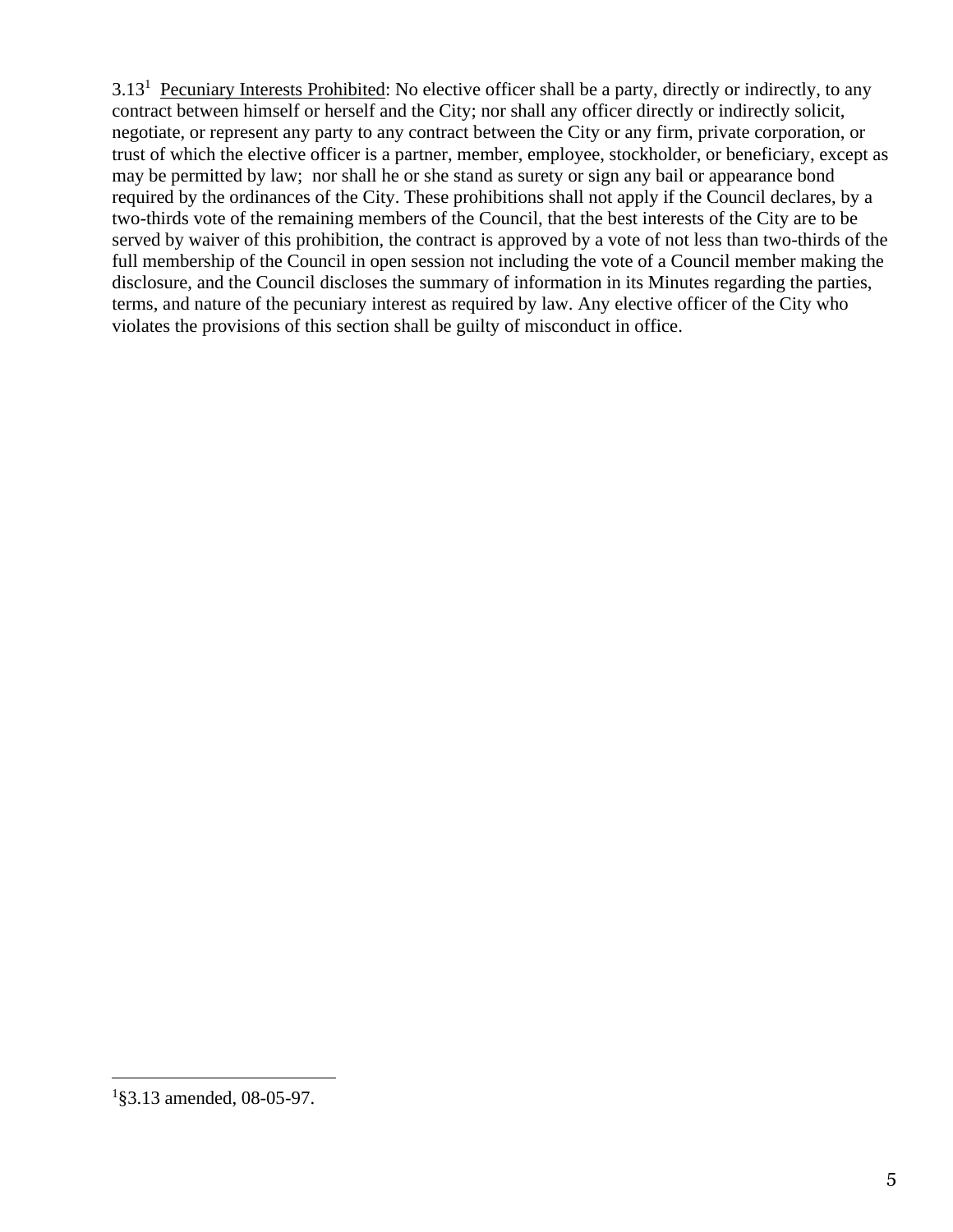3.13[1] Pecuniary Interests Prohibited: No elective officer shall be a party, directly or indirectly, to any contract between himself or herself and the City; nor shall any officer directly or indirectly solicit, negotiate, or represent any party to any contract between the City or any firm, private corporation, or trust of which the elective officer is a partner, member, employee, stockholder, or beneficiary, except as may be permitted by law; nor shall he or she stand as surety or sign any bail or appearance bond required by the ordinances of the City. These prohibitions shall not apply if the Council declares, by a two-thirds vote of the remaining members of the Council, that the best interests of the City are to be served by waiver of this prohibition, the contract is approved by a vote of not less than two-thirds of the full membership of the Council in open session not including the vote of a Council member making the disclosure, and the Council discloses the summary of information in its Minutes regarding the parties, terms, and nature of the pecuniary interest as required by law. Any elective officer of the City who violates the provisions of this section shall be guilty of misconduct in office.

---

[1] §3.13 amended, 08-05-97.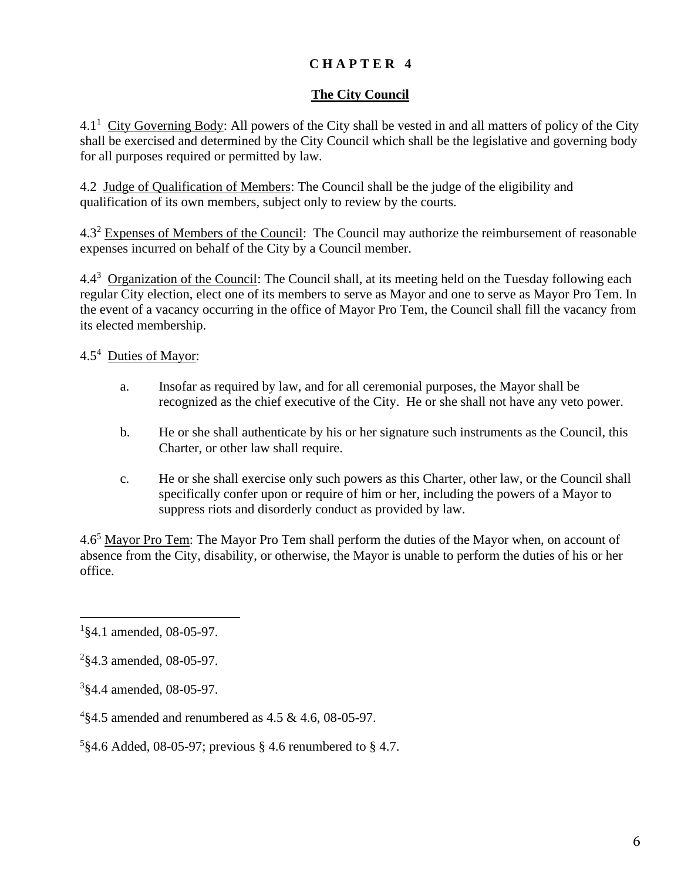# CHAPTER 4

## The City Council

4.1[1] City Governing Body: All powers of the City shall be vested in and all matters of policy of the City shall be exercised and determined by the City Council which shall be the legislative and governing body for all purposes required or permitted by law.

4.2 Judge of Qualification of Members: The Council shall be the judge of the eligibility and qualification of its own members, subject only to review by the courts.

4.3[2] Expenses of Members of the Council: The Council may authorize the reimbursement of reasonable expenses incurred on behalf of the City by a Council member.

4.4[3] Organization of the Council: The Council shall, at its meeting held on the Tuesday following each regular City election, elect one of its members to serve as Mayor and one to serve as Mayor Pro Tem. In the event of a vacancy occurring in the office of Mayor Pro Tem, the Council shall fill the vacancy from its elected membership.

4.5[4] Duties of Mayor:

a. Insofar as required by law, and for all ceremonial purposes, the Mayor shall be recognized as the chief executive of the City. He or she shall not have any veto power.

b. He or she shall authenticate by his or her signature such instruments as the Council, this Charter, or other law shall require.

c. He or she shall exercise only such powers as this Charter, other law, or the Council shall specifically confer upon or require of him or her, including the powers of a Mayor to suppress riots and disorderly conduct as provided by law.

4.6[5] Mayor Pro Tem: The Mayor Pro Tem shall perform the duties of the Mayor when, on account of absence from the City, disability, or otherwise, the Mayor is unable to perform the duties of his or her office.

---

[1] §4.1 amended, 08-05-97.

[2] §4.3 amended, 08-05-97.

[3] §4.4 amended, 08-05-97.

[4] §4.5 amended and renumbered as 4.5 & 4.6, 08-05-97.

[5] §4.6 Added, 08-05-97; previous § 4.6 renumbered to § 4.7.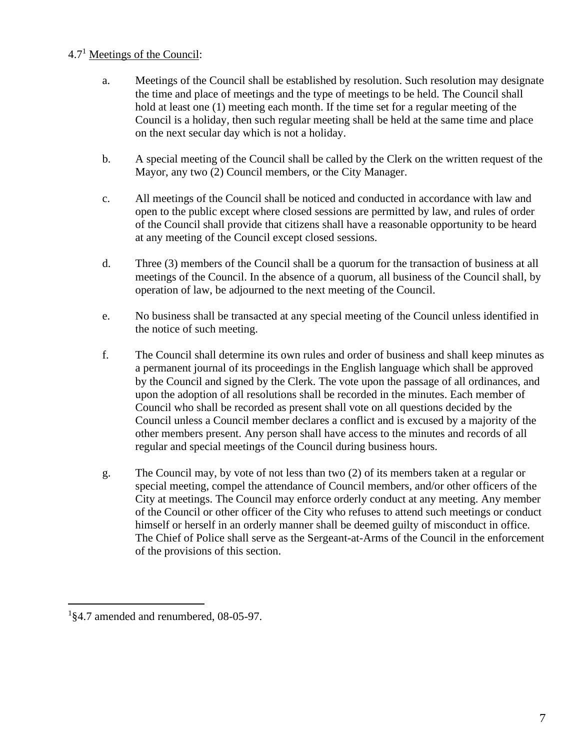4.7[1] Meetings of the Council:

a. Meetings of the Council shall be established by resolution. Such resolution may designate the time and place of meetings and the type of meetings to be held. The Council shall hold at least one (1) meeting each month. If the time set for a regular meeting of the Council is a holiday, then such regular meeting shall be held at the same time and place on the next secular day which is not a holiday.

b. A special meeting of the Council shall be called by the Clerk on the written request of the Mayor, any two (2) Council members, or the City Manager.

c. All meetings of the Council shall be noticed and conducted in accordance with law and open to the public except where closed sessions are permitted by law, and rules of order of the Council shall provide that citizens shall have a reasonable opportunity to be heard at any meeting of the Council except closed sessions.

d. Three (3) members of the Council shall be a quorum for the transaction of business at all meetings of the Council. In the absence of a quorum, all business of the Council shall, by operation of law, be adjourned to the next meeting of the Council.

e. No business shall be transacted at any special meeting of the Council unless identified in the notice of such meeting.

f. The Council shall determine its own rules and order of business and shall keep minutes as a permanent journal of its proceedings in the English language which shall be approved by the Council and signed by the Clerk. The vote upon the passage of all ordinances, and upon the adoption of all resolutions shall be recorded in the minutes. Each member of Council who shall be recorded as present shall vote on all questions decided by the Council unless a Council member declares a conflict and is excused by a majority of the other members present. Any person shall have access to the minutes and records of all regular and special meetings of the Council during business hours.

g. The Council may, by vote of not less than two (2) of its members taken at a regular or special meeting, compel the attendance of Council members, and/or other officers of the City at meetings. The Council may enforce orderly conduct at any meeting. Any member of the Council or other officer of the City who refuses to attend such meetings or conduct himself or herself in an orderly manner shall be deemed guilty of misconduct in office. The Chief of Police shall serve as the Sergeant-at-Arms of the Council in the enforcement of the provisions of this section.

[1] §4.7 amended and renumbered, 08-05-97.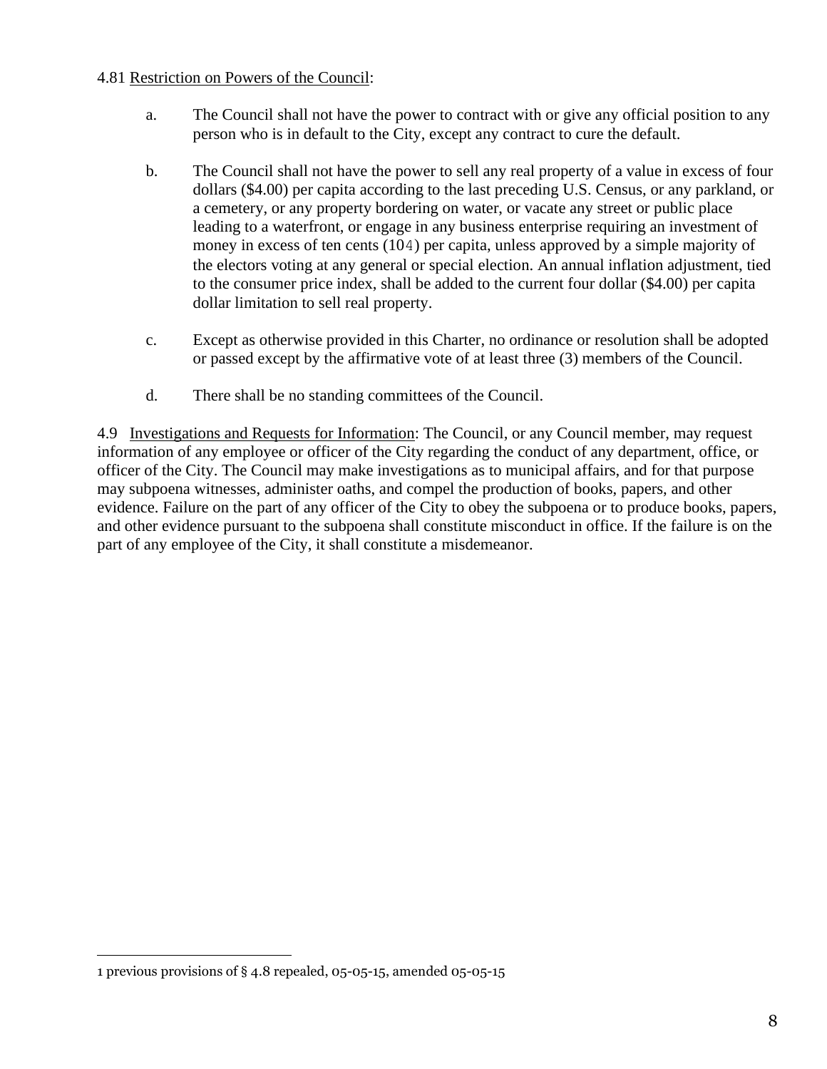4.81 Restriction on Powers of the Council:

a. The Council shall not have the power to contract with or give any official position to any person who is in default to the City, except any contract to cure the default.

b. The Council shall not have the power to sell any real property of a value in excess of four dollars ($4.00) per capita according to the last preceding U.S. Census, or any parkland, or a cemetery, or any property bordering on water, or vacate any street or public place leading to a waterfront, or engage in any business enterprise requiring an investment of money in excess of ten cents (10¢) per capita, unless approved by a simple majority of the electors voting at any general or special election. An annual inflation adjustment, tied to the consumer price index, shall be added to the current four dollar ($4.00) per capita dollar limitation to sell real property.

c. Except as otherwise provided in this Charter, no ordinance or resolution shall be adopted or passed except by the affirmative vote of at least three (3) members of the Council.

d. There shall be no standing committees of the Council.

4.9 Investigations and Requests for Information: The Council, or any Council member, may request information of any employee or officer of the City regarding the conduct of any department, office, or officer of the City. The Council may make investigations as to municipal affairs, and for that purpose may subpoena witnesses, administer oaths, and compel the production of books, papers, and other evidence. Failure on the part of any officer of the City to obey the subpoena or to produce books, papers, and other evidence pursuant to the subpoena shall constitute misconduct in office. If the failure is on the part of any employee of the City, it shall constitute a misdemeanor.

---

1 previous provisions of § 4.8 repealed, 05-05-15, amended 05-05-15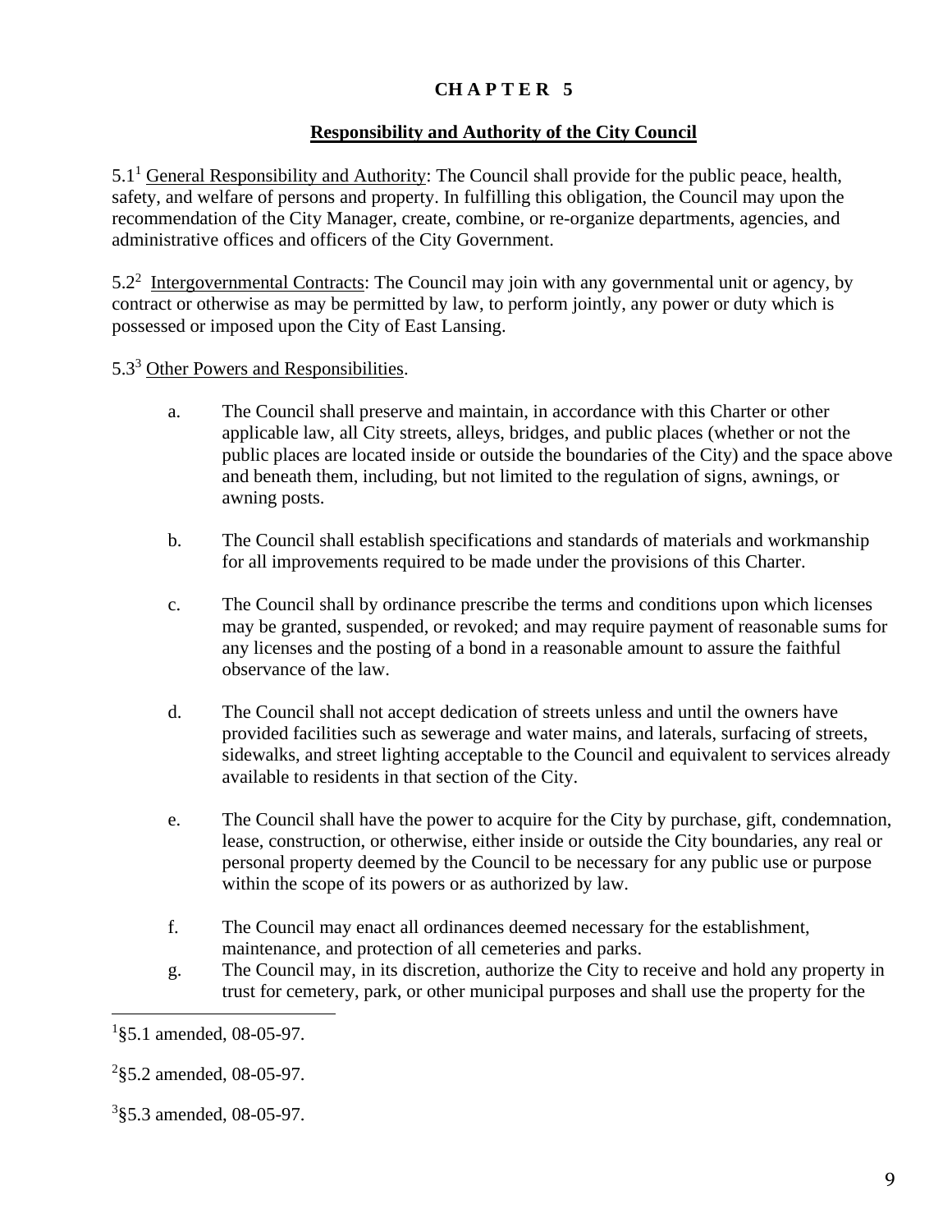# CHAPTER 5

## Responsibility and Authority of the City Council

5.1[1] General Responsibility and Authority: The Council shall provide for the public peace, health, safety, and welfare of persons and property. In fulfilling this obligation, the Council may upon the recommendation of the City Manager, create, combine, or re-organize departments, agencies, and administrative offices and officers of the City Government.

5.2[2] Intergovernmental Contracts: The Council may join with any governmental unit or agency, by contract or otherwise as may be permitted by law, to perform jointly, any power or duty which is possessed or imposed upon the City of East Lansing.

5.3[3] Other Powers and Responsibilities.

a. The Council shall preserve and maintain, in accordance with this Charter or other applicable law, all City streets, alleys, bridges, and public places (whether or not the public places are located inside or outside the boundaries of the City) and the space above and beneath them, including, but not limited to the regulation of signs, awnings, or awning posts.

b. The Council shall establish specifications and standards of materials and workmanship for all improvements required to be made under the provisions of this Charter.

c. The Council shall by ordinance prescribe the terms and conditions upon which licenses may be granted, suspended, or revoked; and may require payment of reasonable sums for any licenses and the posting of a bond in a reasonable amount to assure the faithful observance of the law.

d. The Council shall not accept dedication of streets unless and until the owners have provided facilities such as sewerage and water mains, and laterals, surfacing of streets, sidewalks, and street lighting acceptable to the Council and equivalent to services already available to residents in that section of the City.

e. The Council shall have the power to acquire for the City by purchase, gift, condemnation, lease, construction, or otherwise, either inside or outside the City boundaries, any real or personal property deemed by the Council to be necessary for any public use or purpose within the scope of its powers or as authorized by law.

f. The Council may enact all ordinances deemed necessary for the establishment, maintenance, and protection of all cemeteries and parks.

g. The Council may, in its discretion, authorize the City to receive and hold any property in trust for cemetery, park, or other municipal purposes and shall use the property for the

---

[1] §5.1 amended, 08-05-97.

[2] §5.2 amended, 08-05-97.

[3] §5.3 amended, 08-05-97.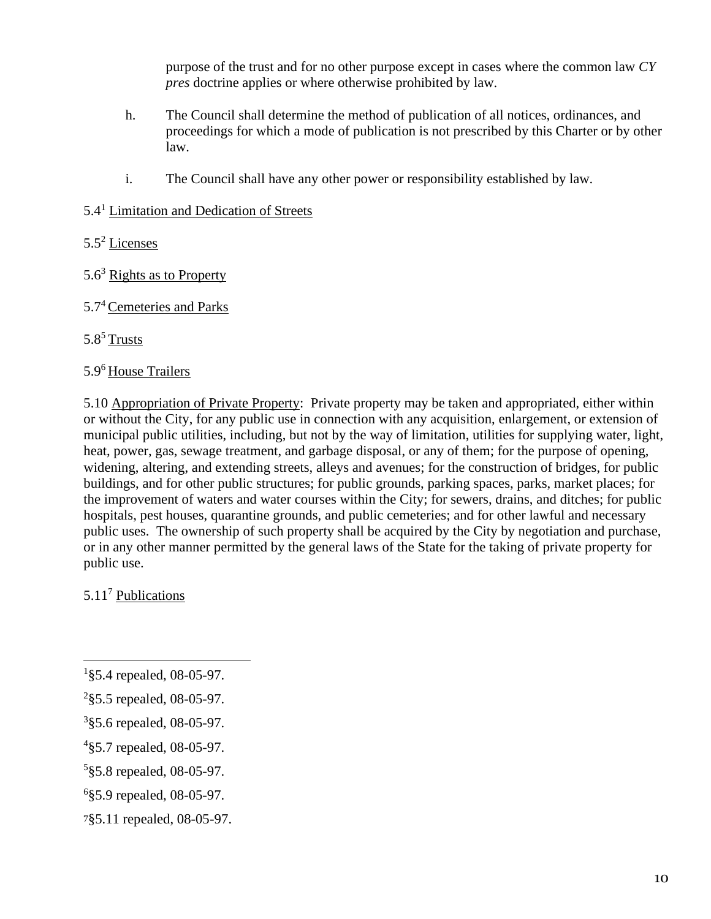purpose of the trust and for no other purpose except in cases where the common law *CY pres* doctrine applies or where otherwise prohibited by law.

h. The Council shall determine the method of publication of all notices, ordinances, and proceedings for which a mode of publication is not prescribed by this Charter or by other law.

i. The Council shall have any other power or responsibility established by law.

5.4[1] Limitation and Dedication of Streets

5.5[2] Licenses

5.6[3] Rights as to Property

5.7[4] Cemeteries and Parks

5.8[5] Trusts

5.9[6] House Trailers

5.10 Appropriation of Private Property: Private property may be taken and appropriated, either within or without the City, for any public use in connection with any acquisition, enlargement, or extension of municipal public utilities, including, but not by the way of limitation, utilities for supplying water, light, heat, power, gas, sewage treatment, and garbage disposal, or any of them; for the purpose of opening, widening, altering, and extending streets, alleys and avenues; for the construction of bridges, for public buildings, and for other public structures; for public grounds, parking spaces, parks, market places; for the improvement of waters and water courses within the City; for sewers, drains, and ditches; for public hospitals, pest houses, quarantine grounds, and public cemeteries; and for other lawful and necessary public uses. The ownership of such property shall be acquired by the City by negotiation and purchase, or in any other manner permitted by the general laws of the State for the taking of private property for public use.

5.11[7] Publications

---

[1]§5.4 repealed, 08-05-97.

[2]§5.5 repealed, 08-05-97.

[3]§5.6 repealed, 08-05-97.

[4]§5.7 repealed, 08-05-97.

[5]§5.8 repealed, 08-05-97.

[6]§5.9 repealed, 08-05-97.

[7]§5.11 repealed, 08-05-97.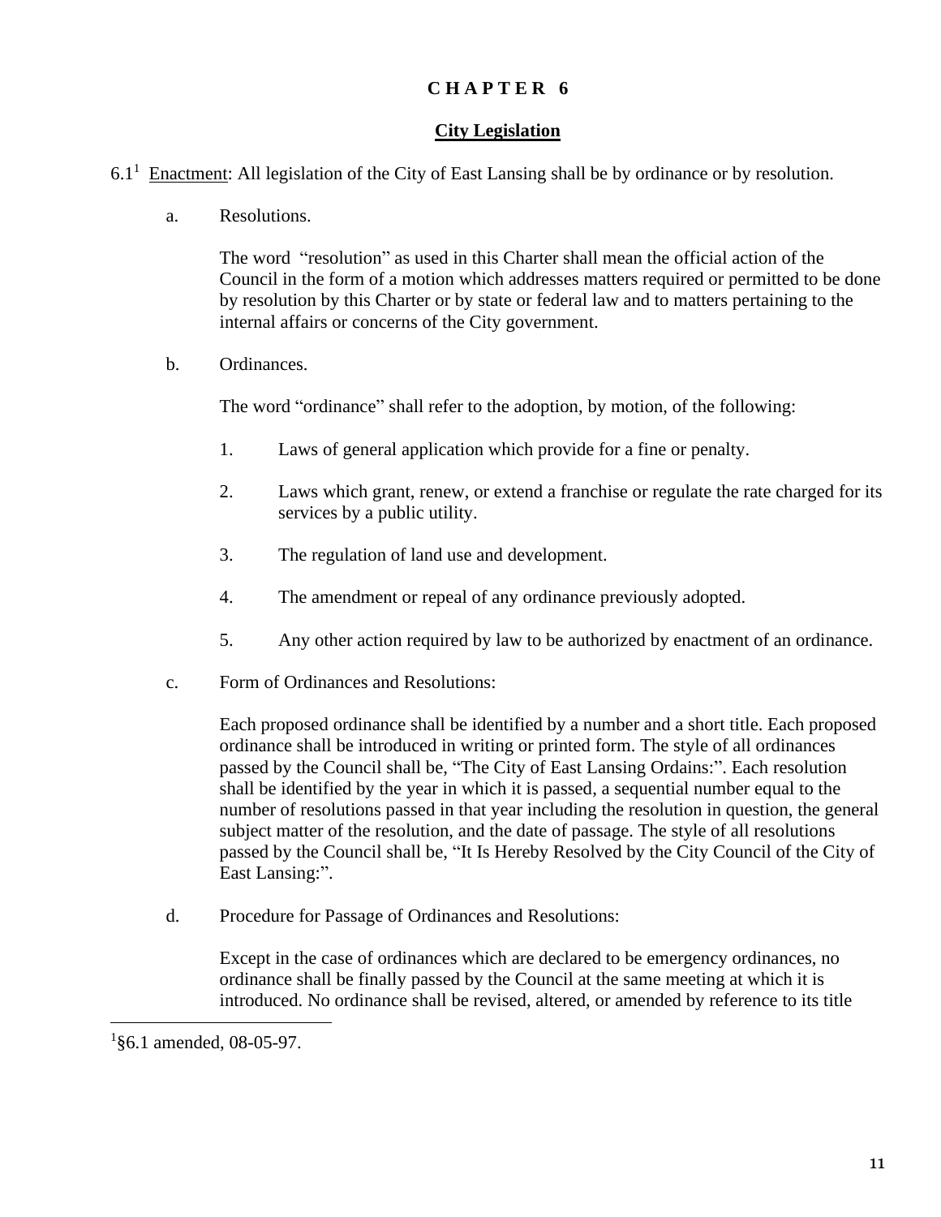# CHAPTER 6

## City Legislation

6.1[1] Enactment: All legislation of the City of East Lansing shall be by ordinance or by resolution.

a. Resolutions.

The word "resolution" as used in this Charter shall mean the official action of the Council in the form of a motion which addresses matters required or permitted to be done by resolution by this Charter or by state or federal law and to matters pertaining to the internal affairs or concerns of the City government.

b. Ordinances.

The word "ordinance" shall refer to the adoption, by motion, of the following:

1. Laws of general application which provide for a fine or penalty.
2. Laws which grant, renew, or extend a franchise or regulate the rate charged for its services by a public utility.
3. The regulation of land use and development.
4. The amendment or repeal of any ordinance previously adopted.
5. Any other action required by law to be authorized by enactment of an ordinance.

c. Form of Ordinances and Resolutions:

Each proposed ordinance shall be identified by a number and a short title. Each proposed ordinance shall be introduced in writing or printed form. The style of all ordinances passed by the Council shall be, "The City of East Lansing Ordains:". Each resolution shall be identified by the year in which it is passed, a sequential number equal to the number of resolutions passed in that year including the resolution in question, the general subject matter of the resolution, and the date of passage. The style of all resolutions passed by the Council shall be, "It Is Hereby Resolved by the City Council of the City of East Lansing:".

d. Procedure for Passage of Ordinances and Resolutions:

Except in the case of ordinances which are declared to be emergency ordinances, no ordinance shall be finally passed by the Council at the same meeting at which it is introduced. No ordinance shall be revised, altered, or amended by reference to its title

[1] §6.1 amended, 08-05-97.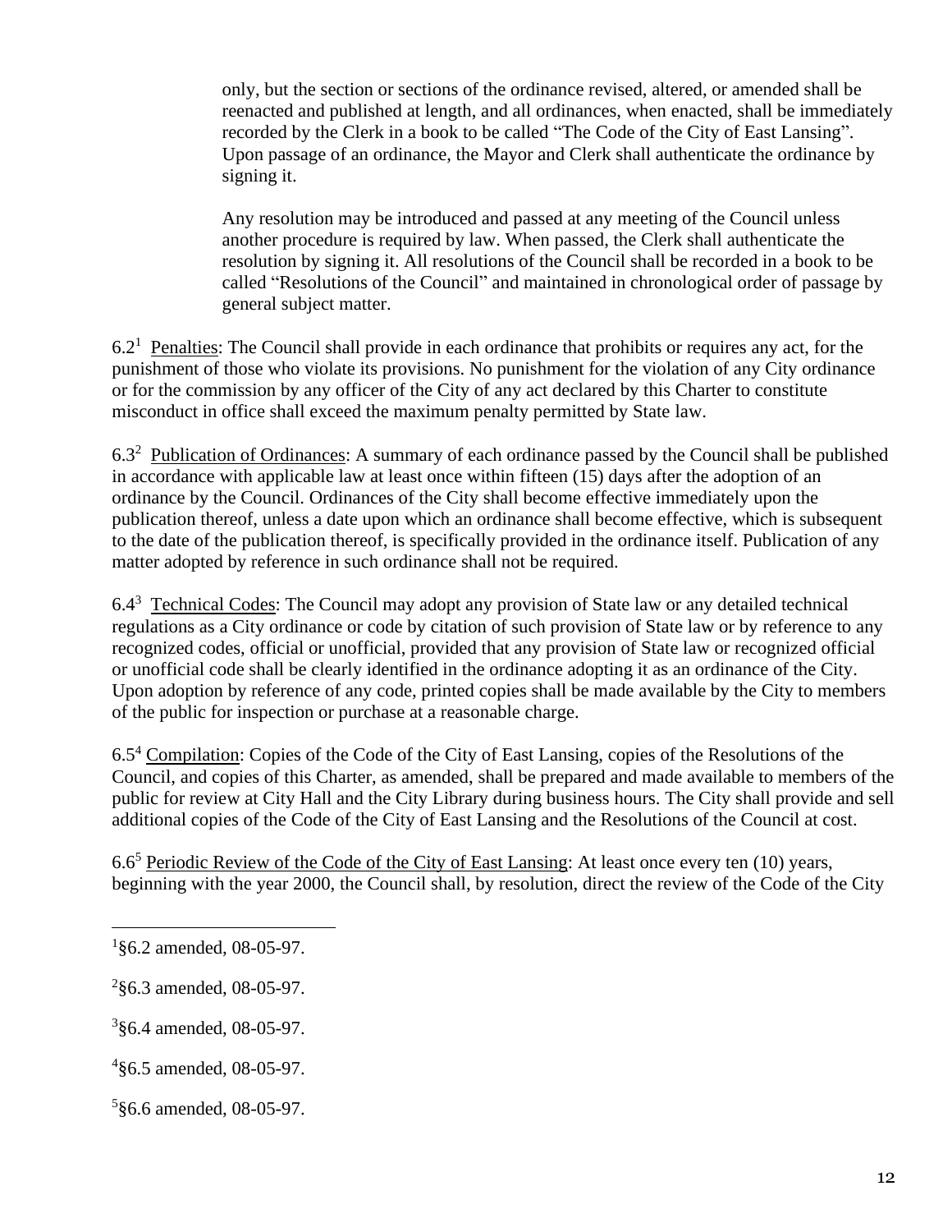only, but the section or sections of the ordinance revised, altered, or amended shall be reenacted and published at length, and all ordinances, when enacted, shall be immediately recorded by the Clerk in a book to be called "The Code of the City of East Lansing". Upon passage of an ordinance, the Mayor and Clerk shall authenticate the ordinance by signing it.

Any resolution may be introduced and passed at any meeting of the Council unless another procedure is required by law. When passed, the Clerk shall authenticate the resolution by signing it. All resolutions of the Council shall be recorded in a book to be called "Resolutions of the Council" and maintained in chronological order of passage by general subject matter.

6.2[1] Penalties: The Council shall provide in each ordinance that prohibits or requires any act, for the punishment of those who violate its provisions. No punishment for the violation of any City ordinance or for the commission by any officer of the City of any act declared by this Charter to constitute misconduct in office shall exceed the maximum penalty permitted by State law.

6.3[2] Publication of Ordinances: A summary of each ordinance passed by the Council shall be published in accordance with applicable law at least once within fifteen (15) days after the adoption of an ordinance by the Council. Ordinances of the City shall become effective immediately upon the publication thereof, unless a date upon which an ordinance shall become effective, which is subsequent to the date of the publication thereof, is specifically provided in the ordinance itself. Publication of any matter adopted by reference in such ordinance shall not be required.

6.4[3] Technical Codes: The Council may adopt any provision of State law or any detailed technical regulations as a City ordinance or code by citation of such provision of State law or by reference to any recognized codes, official or unofficial, provided that any provision of State law or recognized official or unofficial code shall be clearly identified in the ordinance adopting it as an ordinance of the City. Upon adoption by reference of any code, printed copies shall be made available by the City to members of the public for inspection or purchase at a reasonable charge.

6.5[4] Compilation: Copies of the Code of the City of East Lansing, copies of the Resolutions of the Council, and copies of this Charter, as amended, shall be prepared and made available to members of the public for review at City Hall and the City Library during business hours. The City shall provide and sell additional copies of the Code of the City of East Lansing and the Resolutions of the Council at cost.

6.6[5] Periodic Review of the Code of the City of East Lansing: At least once every ten (10) years, beginning with the year 2000, the Council shall, by resolution, direct the review of the Code of the City

---

[1] §6.2 amended, 08-05-97.

[2] §6.3 amended, 08-05-97.

[3] §6.4 amended, 08-05-97.

[4] §6.5 amended, 08-05-97.

[5] §6.6 amended, 08-05-97.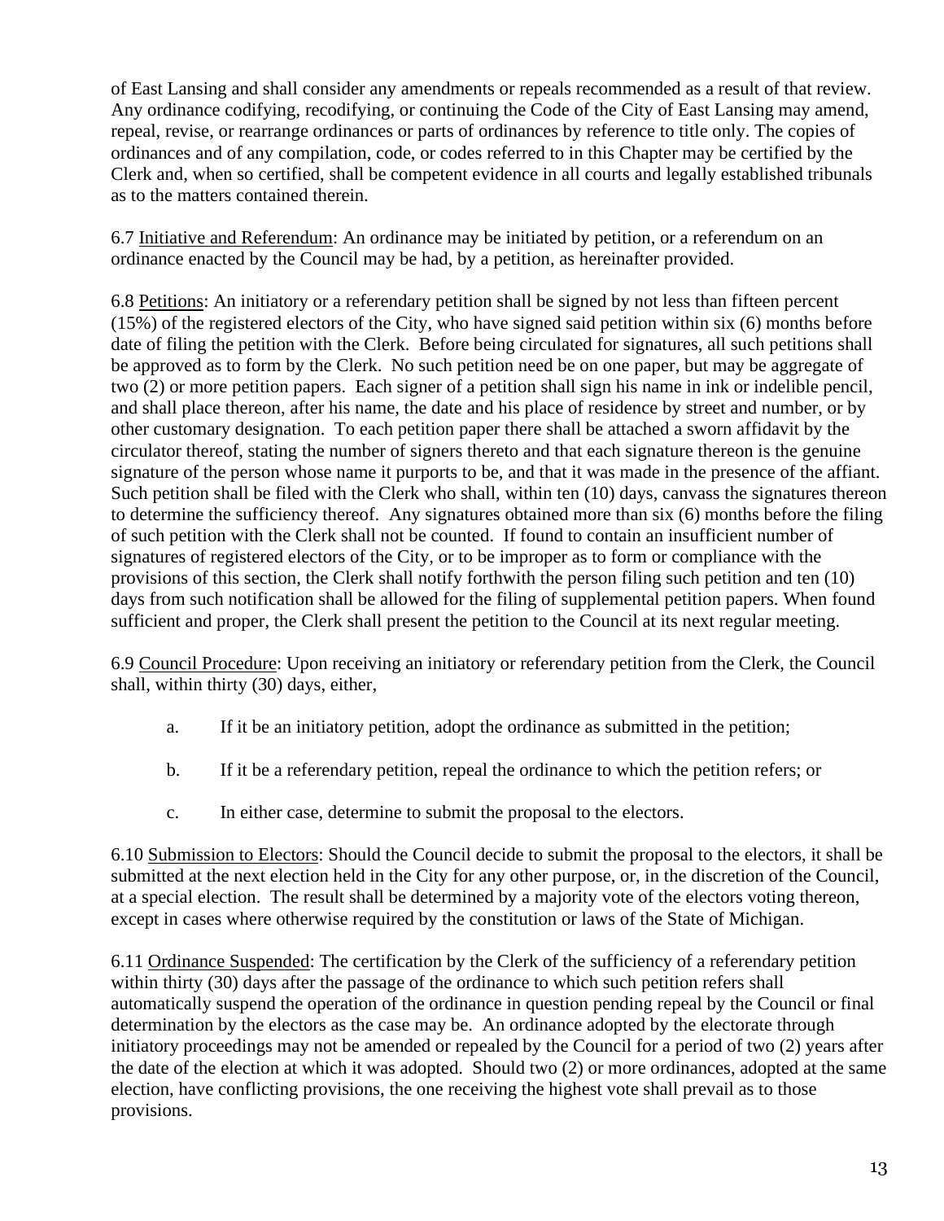of East Lansing and shall consider any amendments or repeals recommended as a result of that review. Any ordinance codifying, recodifying, or continuing the Code of the City of East Lansing may amend, repeal, revise, or rearrange ordinances or parts of ordinances by reference to title only. The copies of ordinances and of any compilation, code, or codes referred to in this Chapter may be certified by the Clerk and, when so certified, shall be competent evidence in all courts and legally established tribunals as to the matters contained therein.

6.7 Initiative and Referendum: An ordinance may be initiated by petition, or a referendum on an ordinance enacted by the Council may be had, by a petition, as hereinafter provided.

6.8 Petitions: An initiatory or a referendary petition shall be signed by not less than fifteen percent (15%) of the registered electors of the City, who have signed said petition within six (6) months before date of filing the petition with the Clerk. Before being circulated for signatures, all such petitions shall be approved as to form by the Clerk. No such petition need be on one paper, but may be aggregate of two (2) or more petition papers. Each signer of a petition shall sign his name in ink or indelible pencil, and shall place thereon, after his name, the date and his place of residence by street and number, or by other customary designation. To each petition paper there shall be attached a sworn affidavit by the circulator thereof, stating the number of signers thereto and that each signature thereon is the genuine signature of the person whose name it purports to be, and that it was made in the presence of the affiant. Such petition shall be filed with the Clerk who shall, within ten (10) days, canvass the signatures thereon to determine the sufficiency thereof. Any signatures obtained more than six (6) months before the filing of such petition with the Clerk shall not be counted. If found to contain an insufficient number of signatures of registered electors of the City, or to be improper as to form or compliance with the provisions of this section, the Clerk shall notify forthwith the person filing such petition and ten (10) days from such notification shall be allowed for the filing of supplemental petition papers. When found sufficient and proper, the Clerk shall present the petition to the Council at its next regular meeting.

6.9 Council Procedure: Upon receiving an initiatory or referendary petition from the Clerk, the Council shall, within thirty (30) days, either,

a. If it be an initiatory petition, adopt the ordinance as submitted in the petition;

b. If it be a referendary petition, repeal the ordinance to which the petition refers; or

c. In either case, determine to submit the proposal to the electors.

6.10 Submission to Electors: Should the Council decide to submit the proposal to the electors, it shall be submitted at the next election held in the City for any other purpose, or, in the discretion of the Council, at a special election. The result shall be determined by a majority vote of the electors voting thereon, except in cases where otherwise required by the constitution or laws of the State of Michigan.

6.11 Ordinance Suspended: The certification by the Clerk of the sufficiency of a referendary petition within thirty (30) days after the passage of the ordinance to which such petition refers shall automatically suspend the operation of the ordinance in question pending repeal by the Council or final determination by the electors as the case may be. An ordinance adopted by the electorate through initiatory proceedings may not be amended or repealed by the Council for a period of two (2) years after the date of the election at which it was adopted. Should two (2) or more ordinances, adopted at the same election, have conflicting provisions, the one receiving the highest vote shall prevail as to those provisions.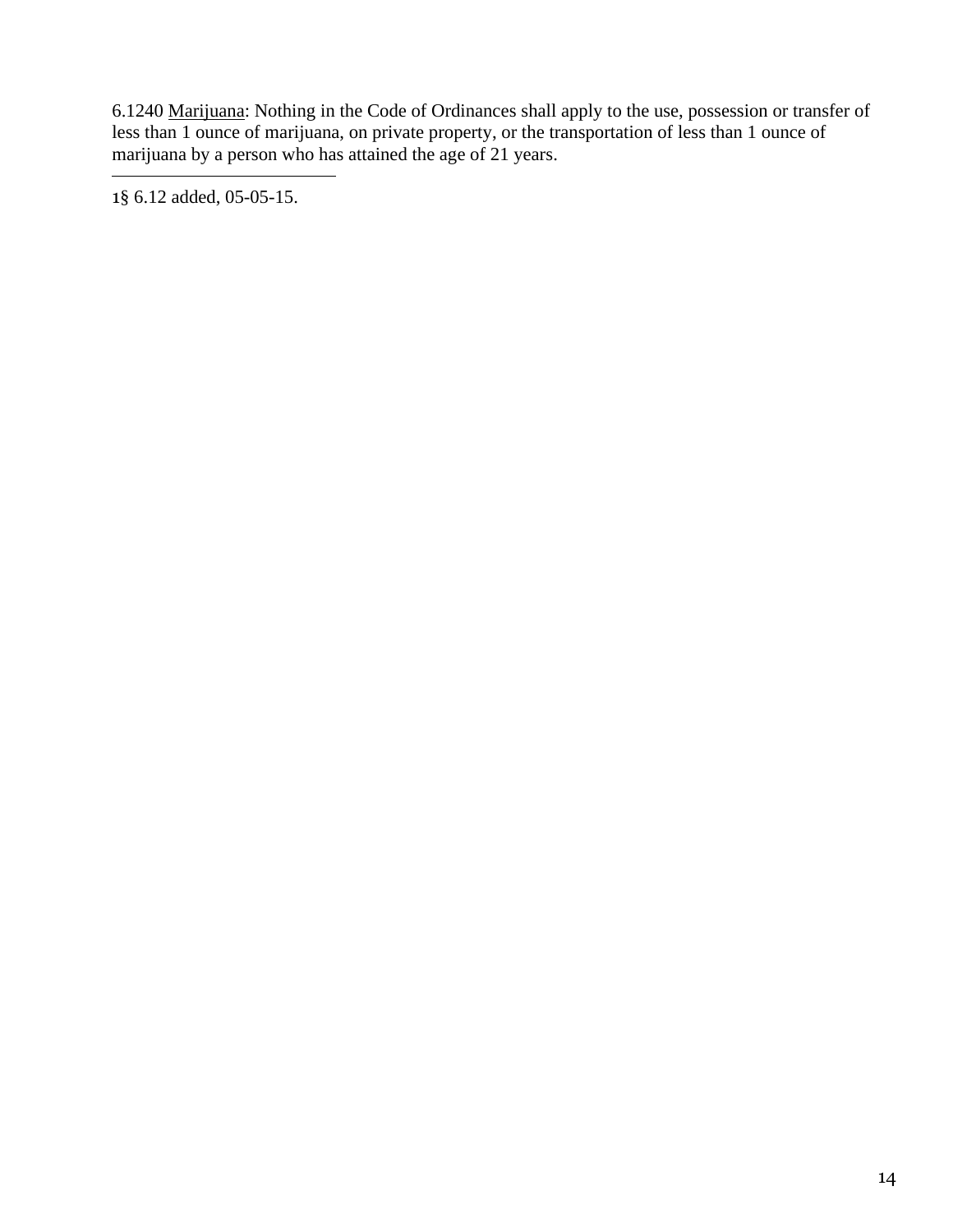6.1240 Marijuana: Nothing in the Code of Ordinances shall apply to the use, possession or transfer of less than 1 ounce of marijuana, on private property, or the transportation of less than 1 ounce of marijuana by a person who has attained the age of 21 years.

---

[1]§ 6.12 added, 05-05-15.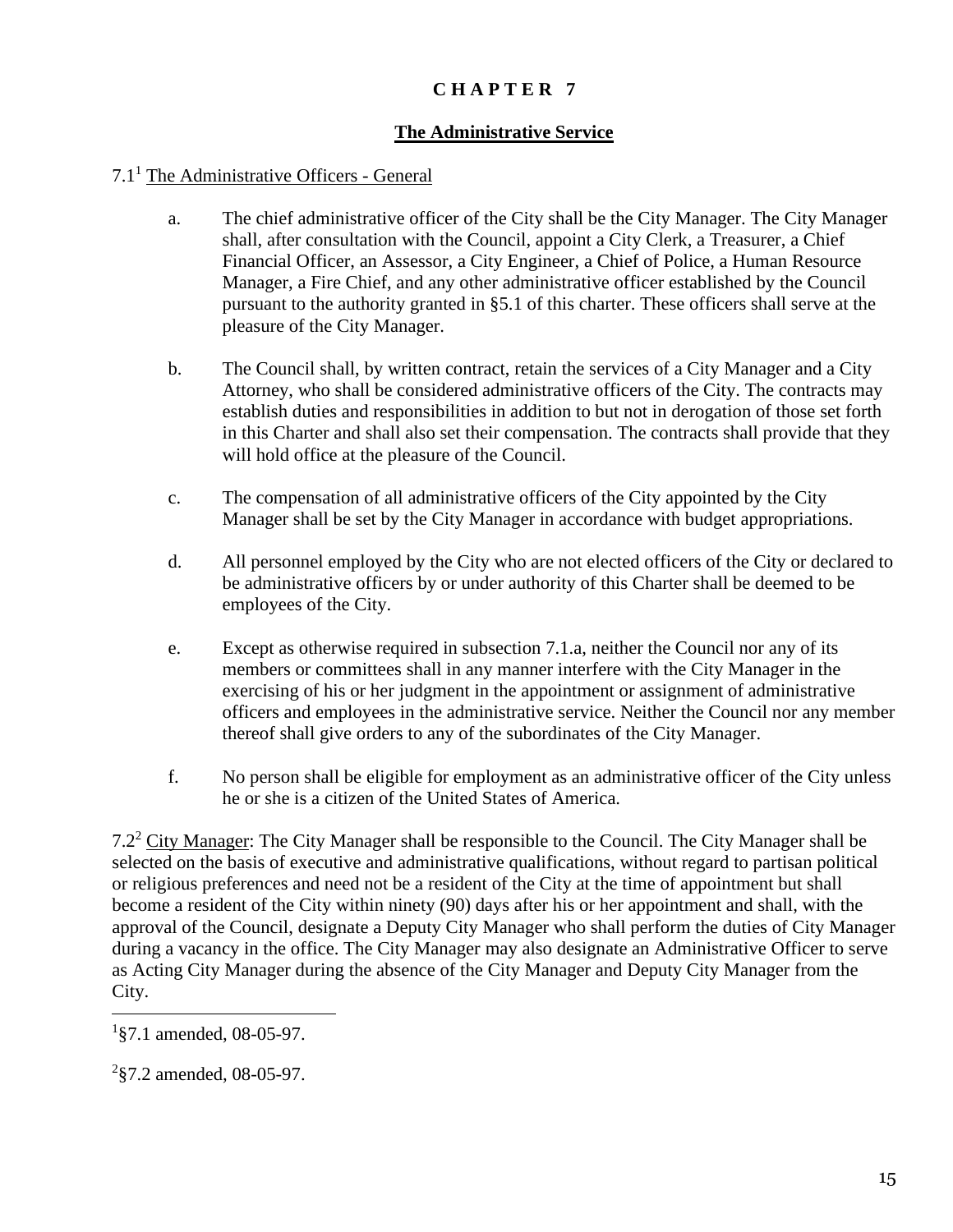# CHAPTER 7

## The Administrative Service

7.1[1] The Administrative Officers - General

a. The chief administrative officer of the City shall be the City Manager. The City Manager shall, after consultation with the Council, appoint a City Clerk, a Treasurer, a Chief Financial Officer, an Assessor, a City Engineer, a Chief of Police, a Human Resource Manager, a Fire Chief, and any other administrative officer established by the Council pursuant to the authority granted in §5.1 of this charter. These officers shall serve at the pleasure of the City Manager.

b. The Council shall, by written contract, retain the services of a City Manager and a City Attorney, who shall be considered administrative officers of the City. The contracts may establish duties and responsibilities in addition to but not in derogation of those set forth in this Charter and shall also set their compensation. The contracts shall provide that they will hold office at the pleasure of the Council.

c. The compensation of all administrative officers of the City appointed by the City Manager shall be set by the City Manager in accordance with budget appropriations.

d. All personnel employed by the City who are not elected officers of the City or declared to be administrative officers by or under authority of this Charter shall be deemed to be employees of the City.

e. Except as otherwise required in subsection 7.1.a, neither the Council nor any of its members or committees shall in any manner interfere with the City Manager in the exercising of his or her judgment in the appointment or assignment of administrative officers and employees in the administrative service. Neither the Council nor any member thereof shall give orders to any of the subordinates of the City Manager.

f. No person shall be eligible for employment as an administrative officer of the City unless he or she is a citizen of the United States of America.

7.2[2] City Manager: The City Manager shall be responsible to the Council. The City Manager shall be selected on the basis of executive and administrative qualifications, without regard to partisan political or religious preferences and need not be a resident of the City at the time of appointment but shall become a resident of the City within ninety (90) days after his or her appointment and shall, with the approval of the Council, designate a Deputy City Manager who shall perform the duties of City Manager during a vacancy in the office. The City Manager may also designate an Administrative Officer to serve as Acting City Manager during the absence of the City Manager and Deputy City Manager from the City.

---

[1]§7.1 amended, 08-05-97.

[2]§7.2 amended, 08-05-97.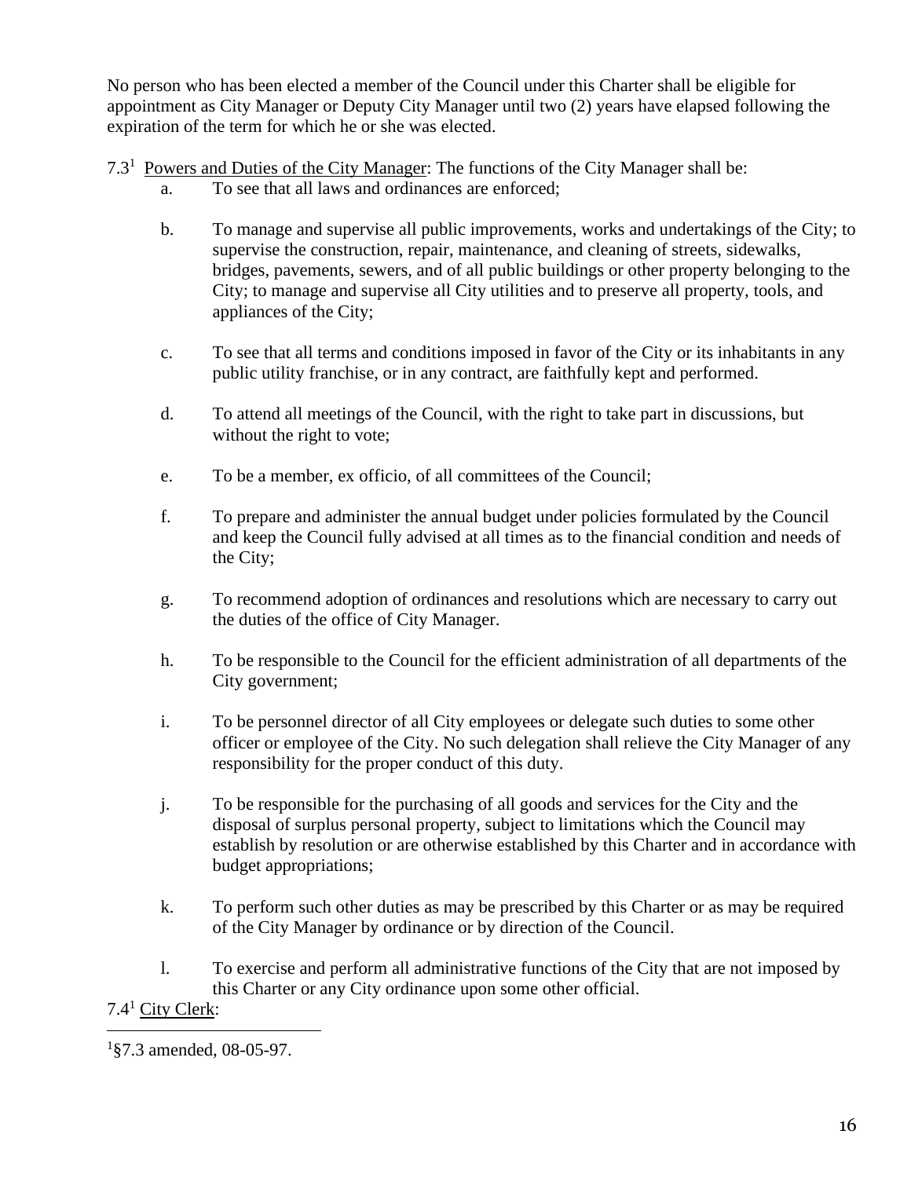No person who has been elected a member of the Council under this Charter shall be eligible for appointment as City Manager or Deputy City Manager until two (2) years have elapsed following the expiration of the term for which he or she was elected.

7.3[1] Powers and Duties of the City Manager: The functions of the City Manager shall be:

a. To see that all laws and ordinances are enforced;

b. To manage and supervise all public improvements, works and undertakings of the City; to supervise the construction, repair, maintenance, and cleaning of streets, sidewalks, bridges, pavements, sewers, and of all public buildings or other property belonging to the City; to manage and supervise all City utilities and to preserve all property, tools, and appliances of the City;

c. To see that all terms and conditions imposed in favor of the City or its inhabitants in any public utility franchise, or in any contract, are faithfully kept and performed.

d. To attend all meetings of the Council, with the right to take part in discussions, but without the right to vote;

e. To be a member, ex officio, of all committees of the Council;

f. To prepare and administer the annual budget under policies formulated by the Council and keep the Council fully advised at all times as to the financial condition and needs of the City;

g. To recommend adoption of ordinances and resolutions which are necessary to carry out the duties of the office of City Manager.

h. To be responsible to the Council for the efficient administration of all departments of the City government;

i. To be personnel director of all City employees or delegate such duties to some other officer or employee of the City. No such delegation shall relieve the City Manager of any responsibility for the proper conduct of this duty.

j. To be responsible for the purchasing of all goods and services for the City and the disposal of surplus personal property, subject to limitations which the Council may establish by resolution or are otherwise established by this Charter and in accordance with budget appropriations;

k. To perform such other duties as may be prescribed by this Charter or as may be required of the City Manager by ordinance or by direction of the Council.

l. To exercise and perform all administrative functions of the City that are not imposed by this Charter or any City ordinance upon some other official.

7.4[1] City Clerk:

[1]§7.3 amended, 08-05-97.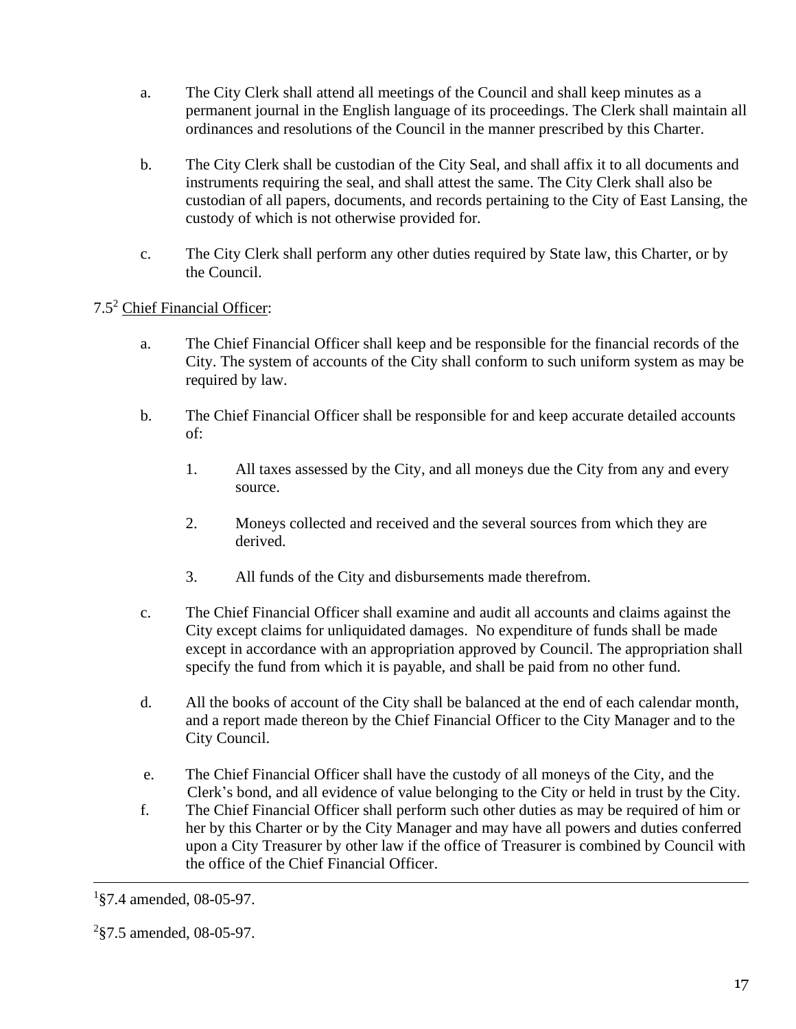a. The City Clerk shall attend all meetings of the Council and shall keep minutes as a permanent journal in the English language of its proceedings. The Clerk shall maintain all ordinances and resolutions of the Council in the manner prescribed by this Charter.

b. The City Clerk shall be custodian of the City Seal, and shall affix it to all documents and instruments requiring the seal, and shall attest the same. The City Clerk shall also be custodian of all papers, documents, and records pertaining to the City of East Lansing, the custody of which is not otherwise provided for.

c. The City Clerk shall perform any other duties required by State law, this Charter, or by the Council.

7.5[2] Chief Financial Officer:

a. The Chief Financial Officer shall keep and be responsible for the financial records of the City. The system of accounts of the City shall conform to such uniform system as may be required by law.

b. The Chief Financial Officer shall be responsible for and keep accurate detailed accounts of:

   1. All taxes assessed by the City, and all moneys due the City from any and every source.

   2. Moneys collected and received and the several sources from which they are derived.

   3. All funds of the City and disbursements made therefrom.

c. The Chief Financial Officer shall examine and audit all accounts and claims against the City except claims for unliquidated damages. No expenditure of funds shall be made except in accordance with an appropriation approved by Council. The appropriation shall specify the fund from which it is payable, and shall be paid from no other fund.

d. All the books of account of the City shall be balanced at the end of each calendar month, and a report made thereon by the Chief Financial Officer to the City Manager and to the City Council.

e. The Chief Financial Officer shall have the custody of all moneys of the City, and the Clerk's bond, and all evidence of value belonging to the City or held in trust by the City.

f. The Chief Financial Officer shall perform such other duties as may be required of him or her by this Charter or by the City Manager and may have all powers and duties conferred upon a City Treasurer by other law if the office of Treasurer is combined by Council with the office of the Chief Financial Officer.

---

[1]§7.4 amended, 08-05-97.

[2]§7.5 amended, 08-05-97.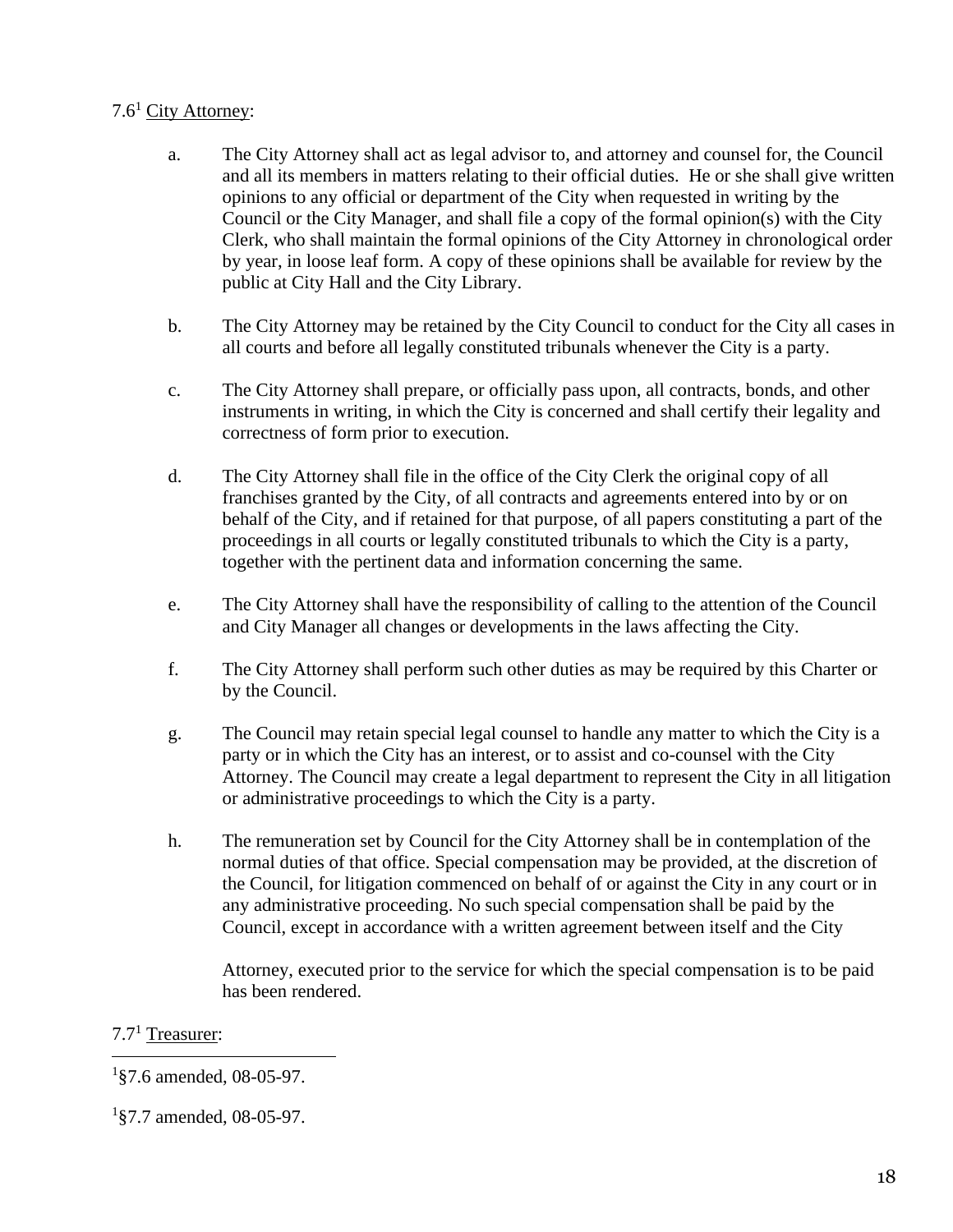7.6[1] <u>City Attorney</u>:

a. The City Attorney shall act as legal advisor to, and attorney and counsel for, the Council and all its members in matters relating to their official duties. He or she shall give written opinions to any official or department of the City when requested in writing by the Council or the City Manager, and shall file a copy of the formal opinion(s) with the City Clerk, who shall maintain the formal opinions of the City Attorney in chronological order by year, in loose leaf form. A copy of these opinions shall be available for review by the public at City Hall and the City Library.

b. The City Attorney may be retained by the City Council to conduct for the City all cases in all courts and before all legally constituted tribunals whenever the City is a party.

c. The City Attorney shall prepare, or officially pass upon, all contracts, bonds, and other instruments in writing, in which the City is concerned and shall certify their legality and correctness of form prior to execution.

d. The City Attorney shall file in the office of the City Clerk the original copy of all franchises granted by the City, of all contracts and agreements entered into by or on behalf of the City, and if retained for that purpose, of all papers constituting a part of the proceedings in all courts or legally constituted tribunals to which the City is a party, together with the pertinent data and information concerning the same.

e. The City Attorney shall have the responsibility of calling to the attention of the Council and City Manager all changes or developments in the laws affecting the City.

f. The City Attorney shall perform such other duties as may be required by this Charter or by the Council.

g. The Council may retain special legal counsel to handle any matter to which the City is a party or in which the City has an interest, or to assist and co-counsel with the City Attorney. The Council may create a legal department to represent the City in all litigation or administrative proceedings to which the City is a party.

h. The remuneration set by Council for the City Attorney shall be in contemplation of the normal duties of that office. Special compensation may be provided, at the discretion of the Council, for litigation commenced on behalf of or against the City in any court or in any administrative proceeding. No such special compensation shall be paid by the Council, except in accordance with a written agreement between itself and the City Attorney, executed prior to the service for which the special compensation is to be paid has been rendered.

7.7[1] <u>Treasurer</u>:

---

[1]§7.6 amended, 08-05-97.

[1]§7.7 amended, 08-05-97.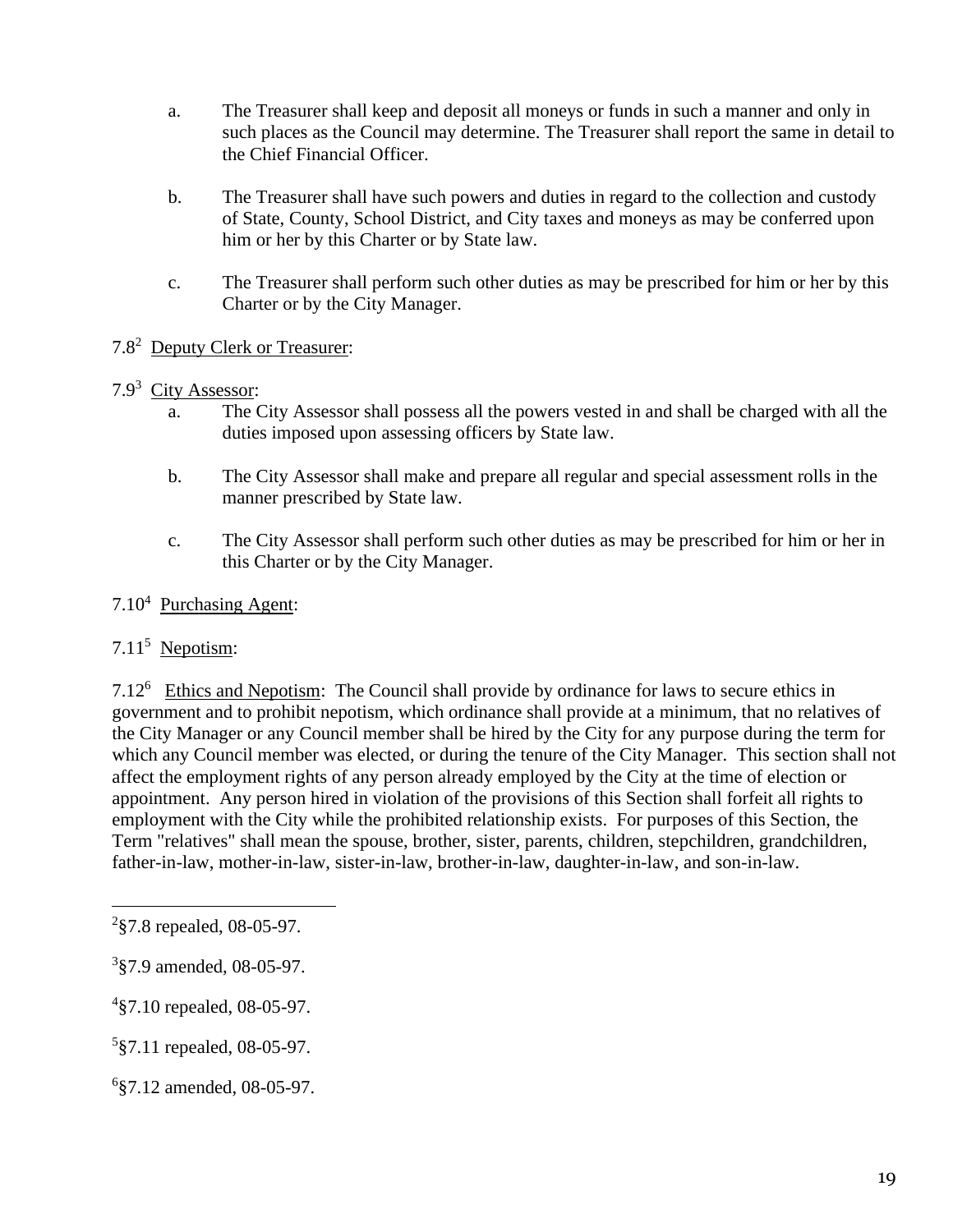a. The Treasurer shall keep and deposit all moneys or funds in such a manner and only in such places as the Council may determine. The Treasurer shall report the same in detail to the Chief Financial Officer.

b. The Treasurer shall have such powers and duties in regard to the collection and custody of State, County, School District, and City taxes and moneys as may be conferred upon him or her by this Charter or by State law.

c. The Treasurer shall perform such other duties as may be prescribed for him or her by this Charter or by the City Manager.

7.8[2] Deputy Clerk or Treasurer:

7.9[3] City Assessor:

a. The City Assessor shall possess all the powers vested in and shall be charged with all the duties imposed upon assessing officers by State law.

b. The City Assessor shall make and prepare all regular and special assessment rolls in the manner prescribed by State law.

c. The City Assessor shall perform such other duties as may be prescribed for him or her in this Charter or by the City Manager.

7.10[4] Purchasing Agent:

7.11[5] Nepotism:

7.12[6] Ethics and Nepotism: The Council shall provide by ordinance for laws to secure ethics in government and to prohibit nepotism, which ordinance shall provide at a minimum, that no relatives of the City Manager or any Council member shall be hired by the City for any purpose during the term for which any Council member was elected, or during the tenure of the City Manager. This section shall not affect the employment rights of any person already employed by the City at the time of election or appointment. Any person hired in violation of the provisions of this Section shall forfeit all rights to employment with the City while the prohibited relationship exists. For purposes of this Section, the Term "relatives" shall mean the spouse, brother, sister, parents, children, stepchildren, grandchildren, father-in-law, mother-in-law, sister-in-law, brother-in-law, daughter-in-law, and son-in-law.

---

[2] §7.8 repealed, 08-05-97.

[3] §7.9 amended, 08-05-97.

[4] §7.10 repealed, 08-05-97.

[5] §7.11 repealed, 08-05-97.

[6] §7.12 amended, 08-05-97.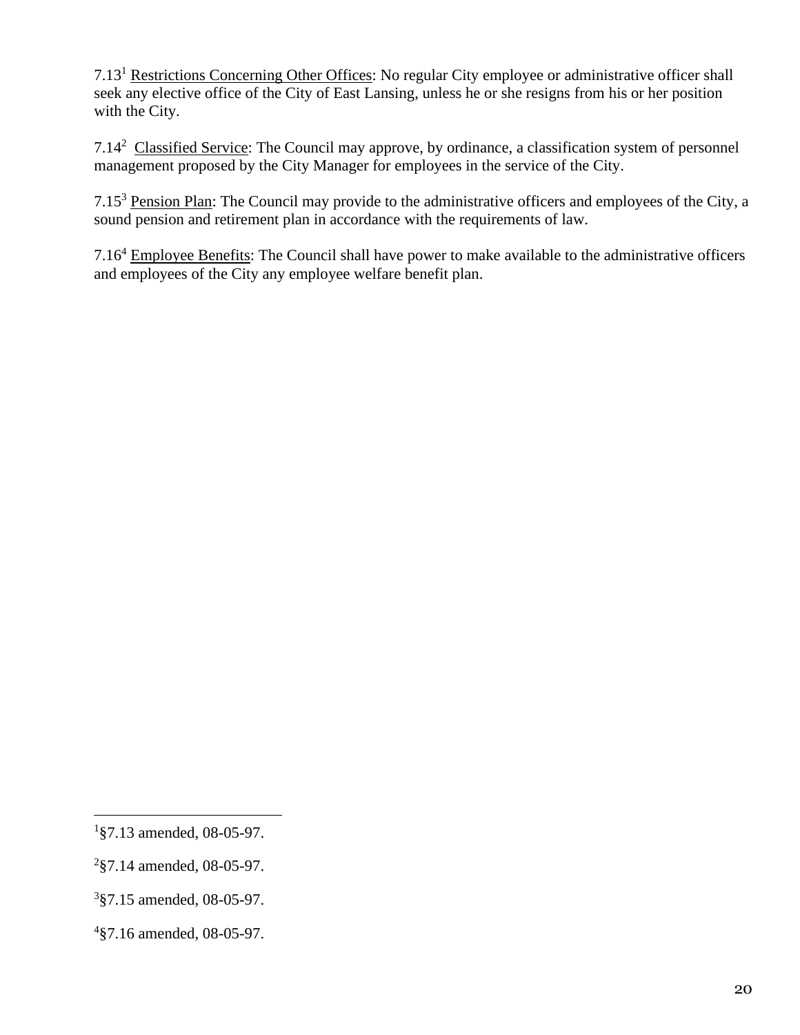7.13[1] Restrictions Concerning Other Offices: No regular City employee or administrative officer shall seek any elective office of the City of East Lansing, unless he or she resigns from his or her position with the City.

7.14[2] Classified Service: The Council may approve, by ordinance, a classification system of personnel management proposed by the City Manager for employees in the service of the City.

7.15[3] Pension Plan: The Council may provide to the administrative officers and employees of the City, a sound pension and retirement plan in accordance with the requirements of law.

7.16[4] Employee Benefits: The Council shall have power to make available to the administrative officers and employees of the City any employee welfare benefit plan.

---

[1] §7.13 amended, 08-05-97.

[2] §7.14 amended, 08-05-97.

[3] §7.15 amended, 08-05-97.

[4] §7.16 amended, 08-05-97.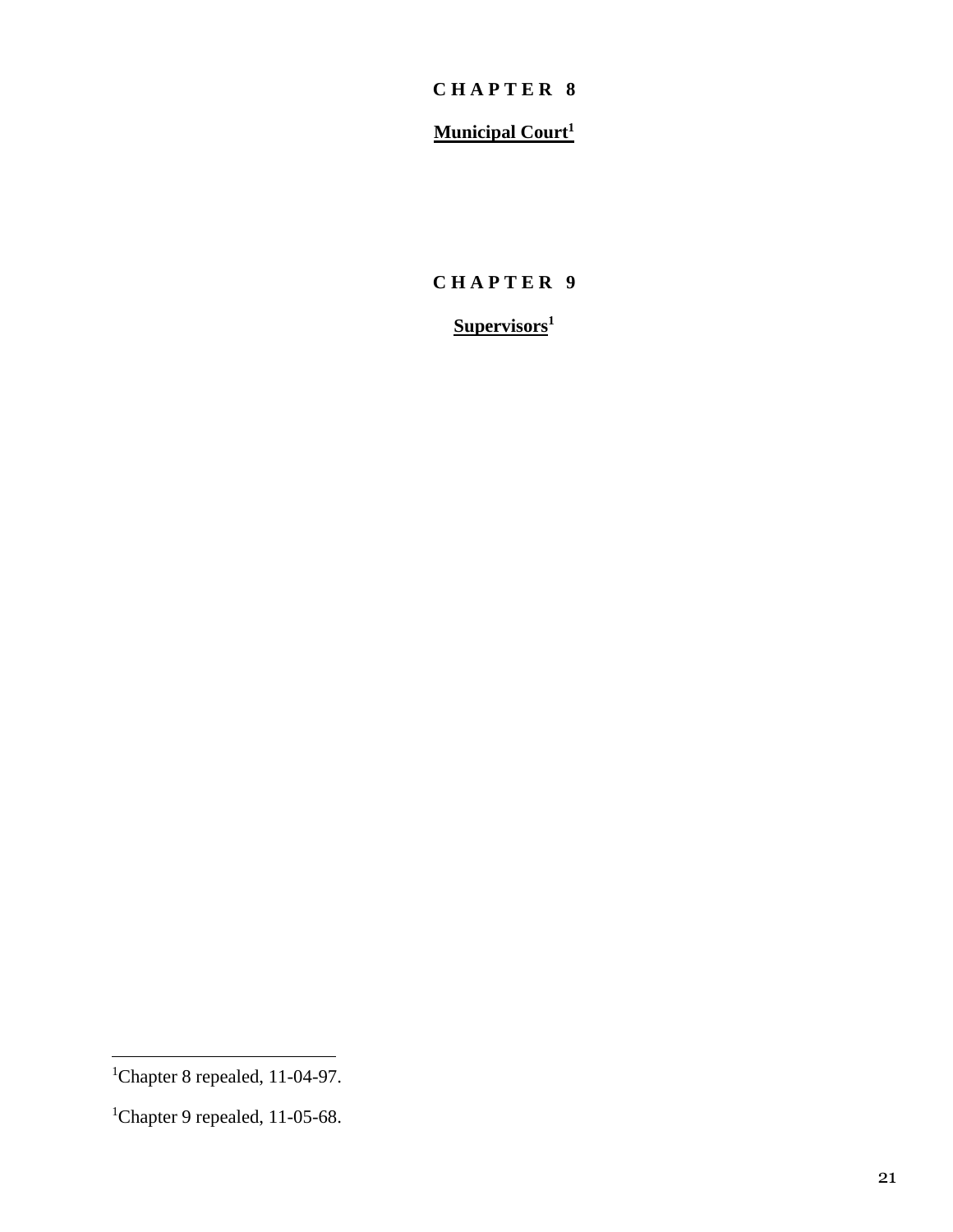# C H A P T E R 8

## Municipal Court[1]

# C H A P T E R 9

## Supervisors[1]

---

[1]Chapter 8 repealed, 11-04-97.

[1]Chapter 9 repealed, 11-05-68.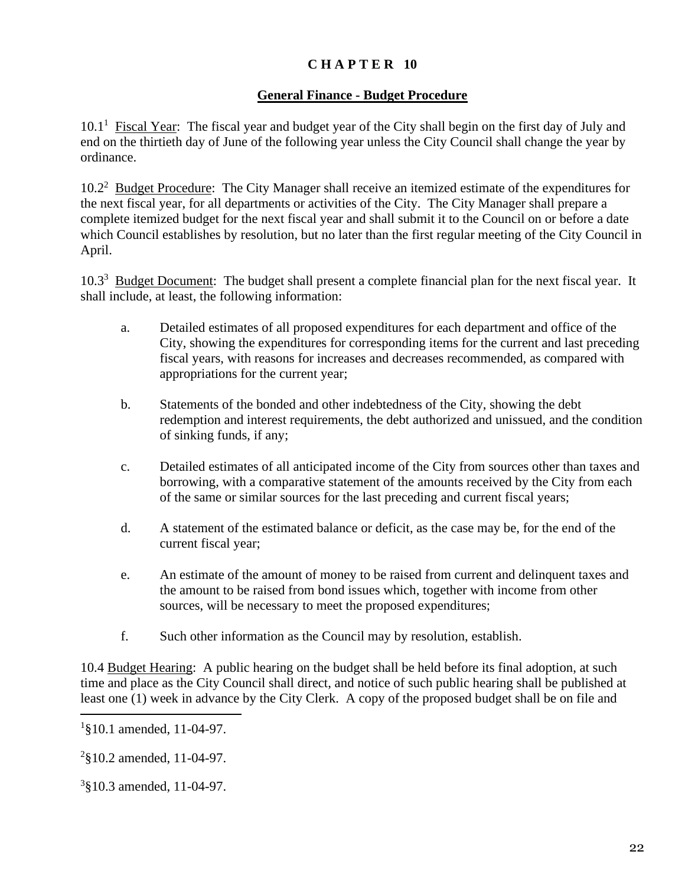# CHAPTER 10

## General Finance - Budget Procedure

10.1[1] Fiscal Year: The fiscal year and budget year of the City shall begin on the first day of July and end on the thirtieth day of June of the following year unless the City Council shall change the year by ordinance.

10.2[2] Budget Procedure: The City Manager shall receive an itemized estimate of the expenditures for the next fiscal year, for all departments or activities of the City. The City Manager shall prepare a complete itemized budget for the next fiscal year and shall submit it to the Council on or before a date which Council establishes by resolution, but no later than the first regular meeting of the City Council in April.

10.3[3] Budget Document: The budget shall present a complete financial plan for the next fiscal year. It shall include, at least, the following information:

a. Detailed estimates of all proposed expenditures for each department and office of the City, showing the expenditures for corresponding items for the current and last preceding fiscal years, with reasons for increases and decreases recommended, as compared with appropriations for the current year;

b. Statements of the bonded and other indebtedness of the City, showing the debt redemption and interest requirements, the debt authorized and unissued, and the condition of sinking funds, if any;

c. Detailed estimates of all anticipated income of the City from sources other than taxes and borrowing, with a comparative statement of the amounts received by the City from each of the same or similar sources for the last preceding and current fiscal years;

d. A statement of the estimated balance or deficit, as the case may be, for the end of the current fiscal year;

e. An estimate of the amount of money to be raised from current and delinquent taxes and the amount to be raised from bond issues which, together with income from other sources, will be necessary to meet the proposed expenditures;

f. Such other information as the Council may by resolution, establish.

10.4 Budget Hearing: A public hearing on the budget shall be held before its final adoption, at such time and place as the City Council shall direct, and notice of such public hearing shall be published at least one (1) week in advance by the City Clerk. A copy of the proposed budget shall be on file and

---

[1] §10.1 amended, 11-04-97.

[2] §10.2 amended, 11-04-97.

[3] §10.3 amended, 11-04-97.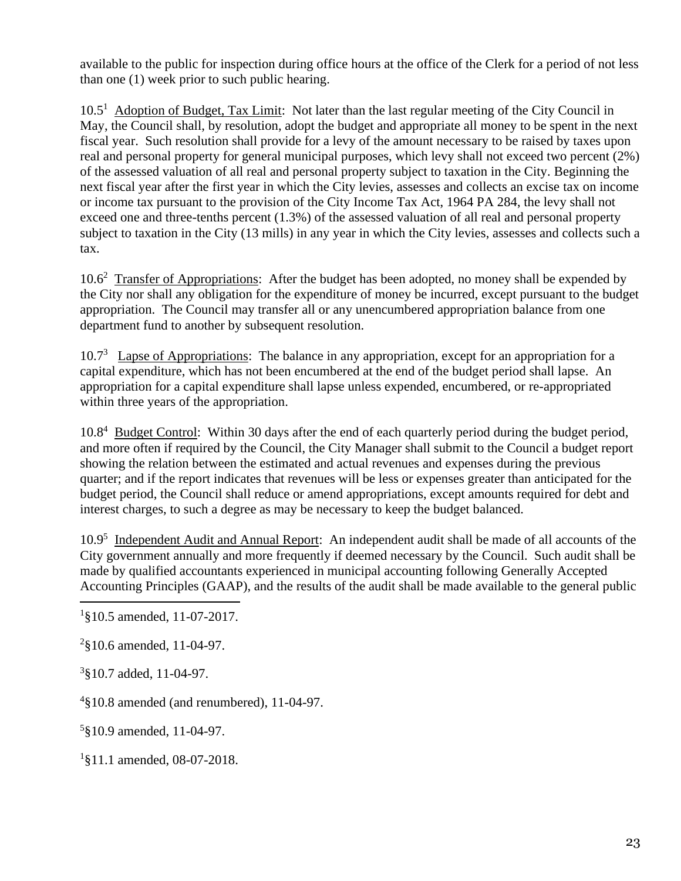available to the public for inspection during office hours at the office of the Clerk for a period of not less than one (1) week prior to such public hearing.

10.5[1] Adoption of Budget, Tax Limit: Not later than the last regular meeting of the City Council in May, the Council shall, by resolution, adopt the budget and appropriate all money to be spent in the next fiscal year. Such resolution shall provide for a levy of the amount necessary to be raised by taxes upon real and personal property for general municipal purposes, which levy shall not exceed two percent (2%) of the assessed valuation of all real and personal property subject to taxation in the City. Beginning the next fiscal year after the first year in which the City levies, assesses and collects an excise tax on income or income tax pursuant to the provision of the City Income Tax Act, 1964 PA 284, the levy shall not exceed one and three-tenths percent (1.3%) of the assessed valuation of all real and personal property subject to taxation in the City (13 mills) in any year in which the City levies, assesses and collects such a tax.

10.6[2] Transfer of Appropriations: After the budget has been adopted, no money shall be expended by the City nor shall any obligation for the expenditure of money be incurred, except pursuant to the budget appropriation. The Council may transfer all or any unencumbered appropriation balance from one department fund to another by subsequent resolution.

10.7[3] Lapse of Appropriations: The balance in any appropriation, except for an appropriation for a capital expenditure, which has not been encumbered at the end of the budget period shall lapse. An appropriation for a capital expenditure shall lapse unless expended, encumbered, or re-appropriated within three years of the appropriation.

10.8[4] Budget Control: Within 30 days after the end of each quarterly period during the budget period, and more often if required by the Council, the City Manager shall submit to the Council a budget report showing the relation between the estimated and actual revenues and expenses during the previous quarter; and if the report indicates that revenues will be less or expenses greater than anticipated for the budget period, the Council shall reduce or amend appropriations, except amounts required for debt and interest charges, to such a degree as may be necessary to keep the budget balanced.

10.9[5] Independent Audit and Annual Report: An independent audit shall be made of all accounts of the City government annually and more frequently if deemed necessary by the Council. Such audit shall be made by qualified accountants experienced in municipal accounting following Generally Accepted Accounting Principles (GAAP), and the results of the audit shall be made available to the general public

---

[1] §10.5 amended, 11-07-2017.

[2] §10.6 amended, 11-04-97.

[3] §10.7 added, 11-04-97.

[4] §10.8 amended (and renumbered), 11-04-97.

[5] §10.9 amended, 11-04-97.

[1] §11.1 amended, 08-07-2018.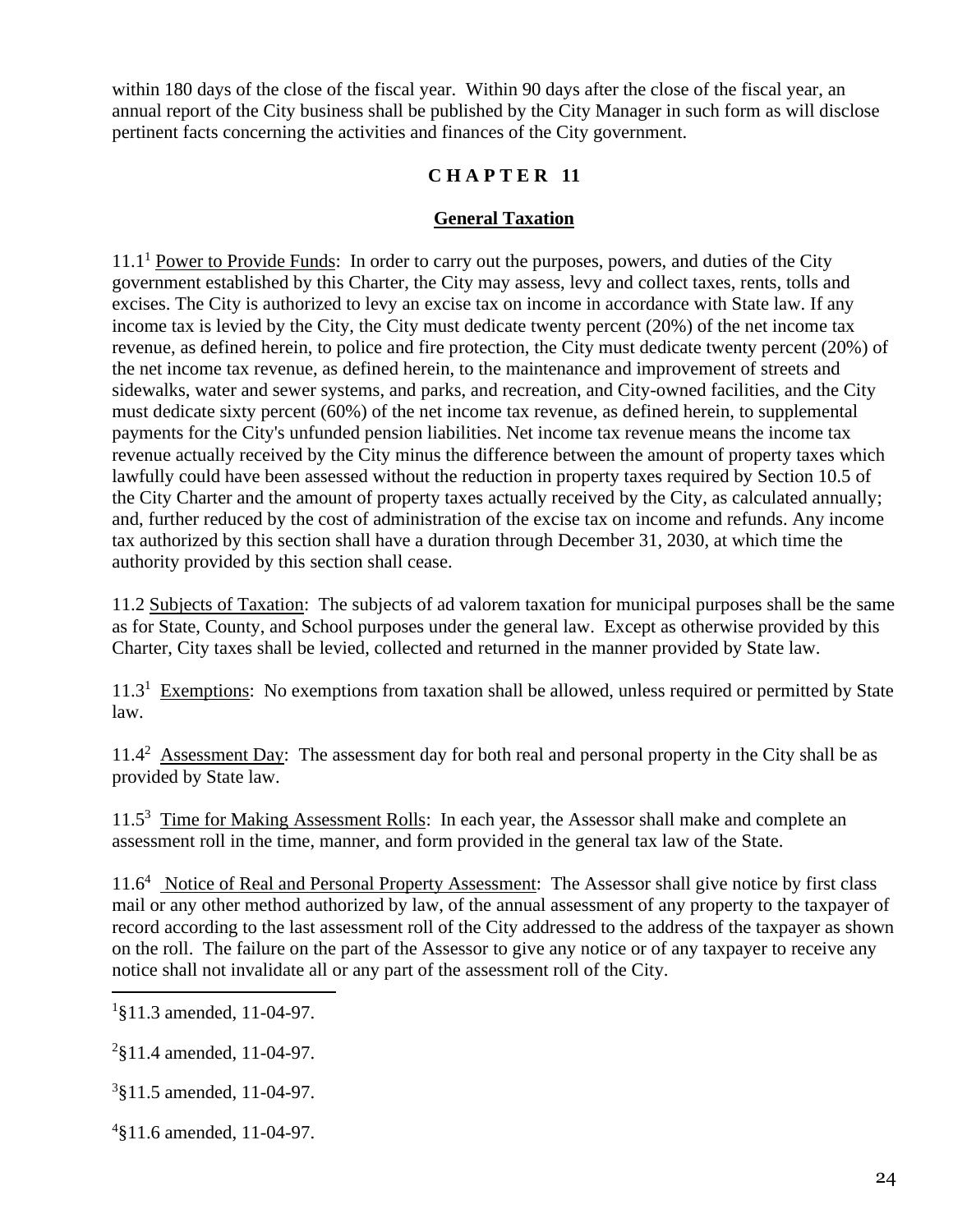within 180 days of the close of the fiscal year. Within 90 days after the close of the fiscal year, an annual report of the City business shall be published by the City Manager in such form as will disclose pertinent facts concerning the activities and finances of the City government.

## C H A P T E R 11

### General Taxation

11.1[1] Power to Provide Funds: In order to carry out the purposes, powers, and duties of the City government established by this Charter, the City may assess, levy and collect taxes, rents, tolls and excises. The City is authorized to levy an excise tax on income in accordance with State law. If any income tax is levied by the City, the City must dedicate twenty percent (20%) of the net income tax revenue, as defined herein, to police and fire protection, the City must dedicate twenty percent (20%) of the net income tax revenue, as defined herein, to the maintenance and improvement of streets and sidewalks, water and sewer systems, and parks, and recreation, and City-owned facilities, and the City must dedicate sixty percent (60%) of the net income tax revenue, as defined herein, to supplemental payments for the City's unfunded pension liabilities. Net income tax revenue means the income tax revenue actually received by the City minus the difference between the amount of property taxes which lawfully could have been assessed without the reduction in property taxes required by Section 10.5 of the City Charter and the amount of property taxes actually received by the City, as calculated annually; and, further reduced by the cost of administration of the excise tax on income and refunds. Any income tax authorized by this section shall have a duration through December 31, 2030, at which time the authority provided by this section shall cease.

11.2 Subjects of Taxation: The subjects of ad valorem taxation for municipal purposes shall be the same as for State, County, and School purposes under the general law. Except as otherwise provided by this Charter, City taxes shall be levied, collected and returned in the manner provided by State law.

11.3[1] Exemptions: No exemptions from taxation shall be allowed, unless required or permitted by State law.

11.4[2] Assessment Day: The assessment day for both real and personal property in the City shall be as provided by State law.

11.5[3] Time for Making Assessment Rolls: In each year, the Assessor shall make and complete an assessment roll in the time, manner, and form provided in the general tax law of the State.

11.6[4] Notice of Real and Personal Property Assessment: The Assessor shall give notice by first class mail or any other method authorized by law, of the annual assessment of any property to the taxpayer of record according to the last assessment roll of the City addressed to the address of the taxpayer as shown on the roll. The failure on the part of the Assessor to give any notice or of any taxpayer to receive any notice shall not invalidate all or any part of the assessment roll of the City.

---

[1]§11.3 amended, 11-04-97.

[2]§11.4 amended, 11-04-97.

[3]§11.5 amended, 11-04-97.

[4]§11.6 amended, 11-04-97.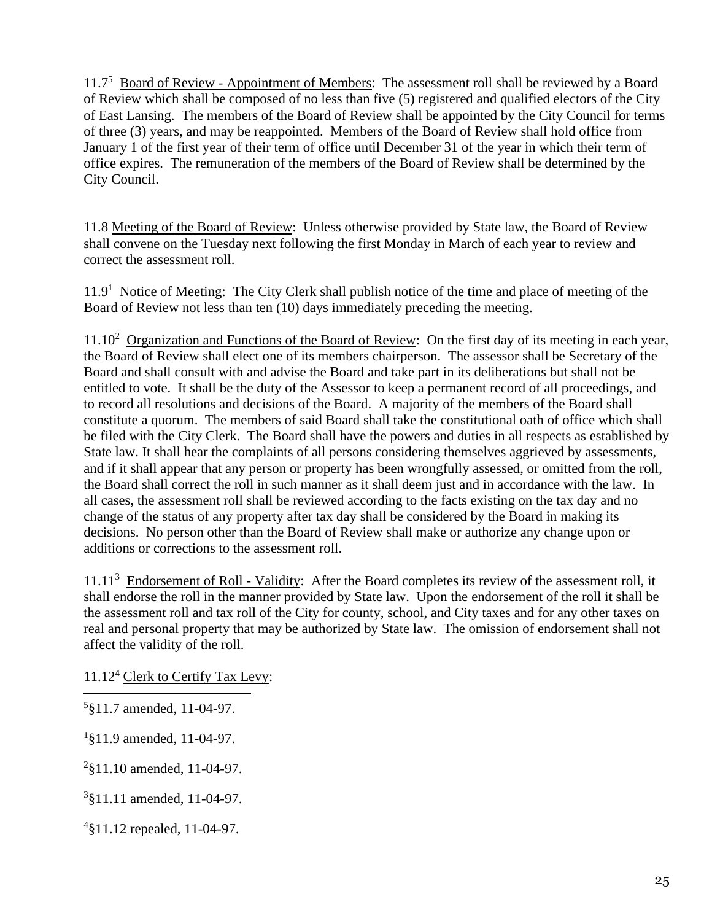11.7[5] Board of Review - Appointment of Members: The assessment roll shall be reviewed by a Board of Review which shall be composed of no less than five (5) registered and qualified electors of the City of East Lansing. The members of the Board of Review shall be appointed by the City Council for terms of three (3) years, and may be reappointed. Members of the Board of Review shall hold office from January 1 of the first year of their term of office until December 31 of the year in which their term of office expires. The remuneration of the members of the Board of Review shall be determined by the City Council.

11.8 Meeting of the Board of Review: Unless otherwise provided by State law, the Board of Review shall convene on the Tuesday next following the first Monday in March of each year to review and correct the assessment roll.

11.9[1] Notice of Meeting: The City Clerk shall publish notice of the time and place of meeting of the Board of Review not less than ten (10) days immediately preceding the meeting.

11.10[2] Organization and Functions of the Board of Review: On the first day of its meeting in each year, the Board of Review shall elect one of its members chairperson. The assessor shall be Secretary of the Board and shall consult with and advise the Board and take part in its deliberations but shall not be entitled to vote. It shall be the duty of the Assessor to keep a permanent record of all proceedings, and to record all resolutions and decisions of the Board. A majority of the members of the Board shall constitute a quorum. The members of said Board shall take the constitutional oath of office which shall be filed with the City Clerk. The Board shall have the powers and duties in all respects as established by State law. It shall hear the complaints of all persons considering themselves aggrieved by assessments, and if it shall appear that any person or property has been wrongfully assessed, or omitted from the roll, the Board shall correct the roll in such manner as it shall deem just and in accordance with the law. In all cases, the assessment roll shall be reviewed according to the facts existing on the tax day and no change of the status of any property after tax day shall be considered by the Board in making its decisions. No person other than the Board of Review shall make or authorize any change upon or additions or corrections to the assessment roll.

11.11[3] Endorsement of Roll - Validity: After the Board completes its review of the assessment roll, it shall endorse the roll in the manner provided by State law. Upon the endorsement of the roll it shall be the assessment roll and tax roll of the City for county, school, and City taxes and for any other taxes on real and personal property that may be authorized by State law. The omission of endorsement shall not affect the validity of the roll.

11.12[4] Clerk to Certify Tax Levy:

---

[5]§11.7 amended, 11-04-97.

[1]§11.9 amended, 11-04-97.

[2]§11.10 amended, 11-04-97.

[3]§11.11 amended, 11-04-97.

[4]§11.12 repealed, 11-04-97.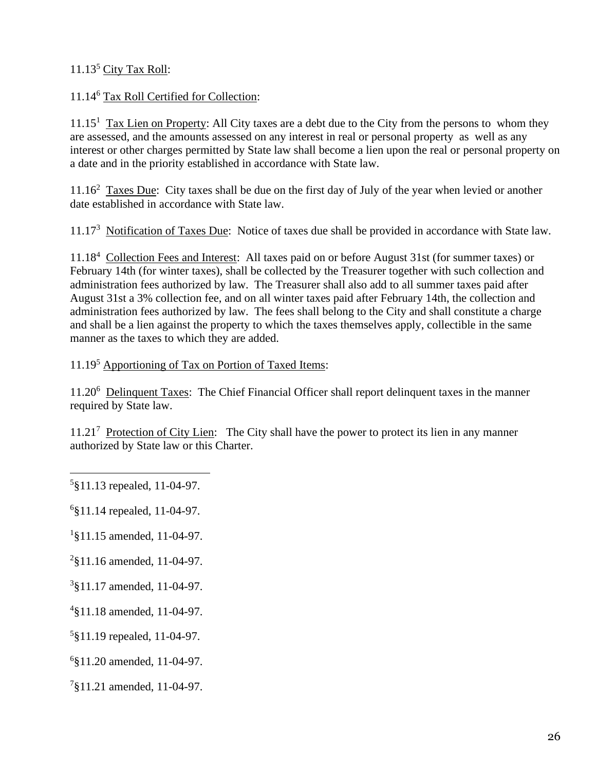11.13[5] City Tax Roll:

11.14[6] Tax Roll Certified for Collection:

11.15[1] Tax Lien on Property: All City taxes are a debt due to the City from the persons to whom they are assessed, and the amounts assessed on any interest in real or personal property as well as any interest or other charges permitted by State law shall become a lien upon the real or personal property on a date and in the priority established in accordance with State law.

11.16[2] Taxes Due: City taxes shall be due on the first day of July of the year when levied or another date established in accordance with State law.

11.17[3] Notification of Taxes Due: Notice of taxes due shall be provided in accordance with State law.

11.18[4] Collection Fees and Interest: All taxes paid on or before August 31st (for summer taxes) or February 14th (for winter taxes), shall be collected by the Treasurer together with such collection and administration fees authorized by law. The Treasurer shall also add to all summer taxes paid after August 31st a 3% collection fee, and on all winter taxes paid after February 14th, the collection and administration fees authorized by law. The fees shall belong to the City and shall constitute a charge and shall be a lien against the property to which the taxes themselves apply, collectible in the same manner as the taxes to which they are added.

11.19[5] Apportioning of Tax on Portion of Taxed Items:

11.20[6] Delinquent Taxes: The Chief Financial Officer shall report delinquent taxes in the manner required by State law.

11.21[7] Protection of City Lien: The City shall have the power to protect its lien in any manner authorized by State law or this Charter.

---

[5]§11.13 repealed, 11-04-97.

[6]§11.14 repealed, 11-04-97.

[1]§11.15 amended, 11-04-97.

[2]§11.16 amended, 11-04-97.

[3]§11.17 amended, 11-04-97.

[4]§11.18 amended, 11-04-97.

[5]§11.19 repealed, 11-04-97.

[6]§11.20 amended, 11-04-97.

[7]§11.21 amended, 11-04-97.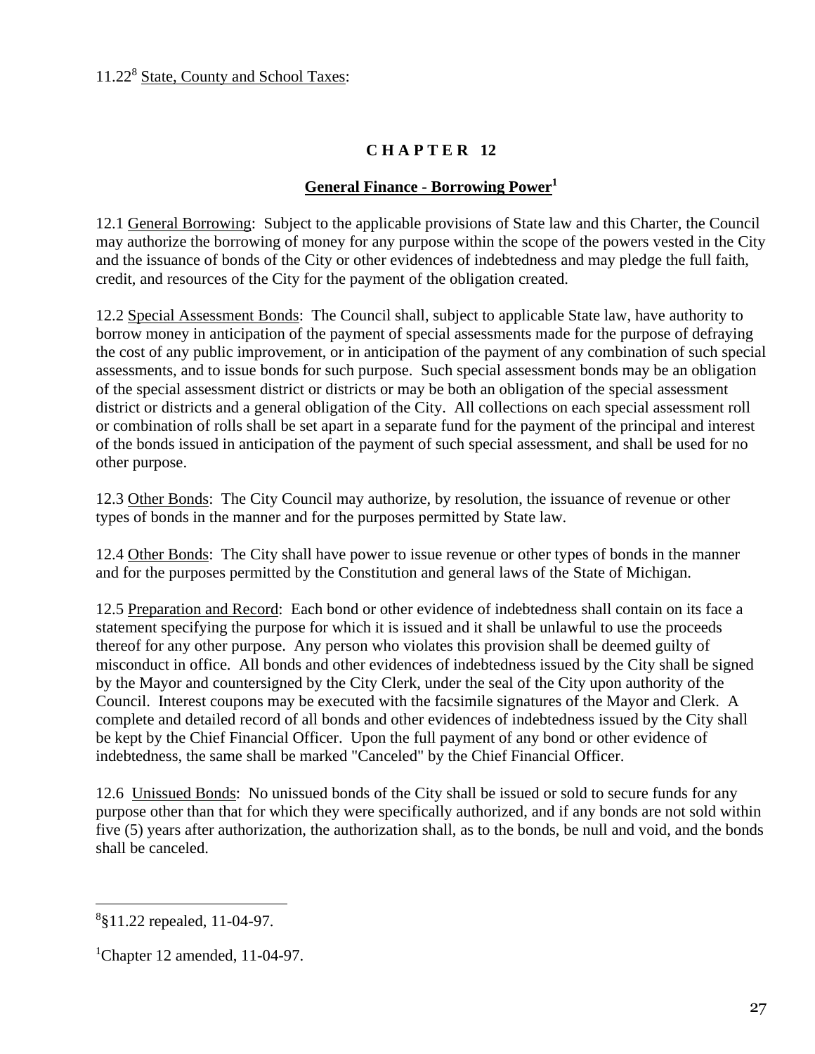11.22[8] State, County and School Taxes:

# CHAPTER 12

## General Finance - Borrowing Power[1]

12.1 General Borrowing: Subject to the applicable provisions of State law and this Charter, the Council may authorize the borrowing of money for any purpose within the scope of the powers vested in the City and the issuance of bonds of the City or other evidences of indebtedness and may pledge the full faith, credit, and resources of the City for the payment of the obligation created.

12.2 Special Assessment Bonds: The Council shall, subject to applicable State law, have authority to borrow money in anticipation of the payment of special assessments made for the purpose of defraying the cost of any public improvement, or in anticipation of the payment of any combination of such special assessments, and to issue bonds for such purpose. Such special assessment bonds may be an obligation of the special assessment district or districts or may be both an obligation of the special assessment district or districts and a general obligation of the City. All collections on each special assessment roll or combination of rolls shall be set apart in a separate fund for the payment of the principal and interest of the bonds issued in anticipation of the payment of such special assessment, and shall be used for no other purpose.

12.3 Other Bonds: The City Council may authorize, by resolution, the issuance of revenue or other types of bonds in the manner and for the purposes permitted by State law.

12.4 Other Bonds: The City shall have power to issue revenue or other types of bonds in the manner and for the purposes permitted by the Constitution and general laws of the State of Michigan.

12.5 Preparation and Record: Each bond or other evidence of indebtedness shall contain on its face a statement specifying the purpose for which it is issued and it shall be unlawful to use the proceeds thereof for any other purpose. Any person who violates this provision shall be deemed guilty of misconduct in office. All bonds and other evidences of indebtedness issued by the City shall be signed by the Mayor and countersigned by the City Clerk, under the seal of the City upon authority of the Council. Interest coupons may be executed with the facsimile signatures of the Mayor and Clerk. A complete and detailed record of all bonds and other evidences of indebtedness issued by the City shall be kept by the Chief Financial Officer. Upon the full payment of any bond or other evidence of indebtedness, the same shall be marked "Canceled" by the Chief Financial Officer.

12.6 Unissued Bonds: No unissued bonds of the City shall be issued or sold to secure funds for any purpose other than that for which they were specifically authorized, and if any bonds are not sold within five (5) years after authorization, the authorization shall, as to the bonds, be null and void, and the bonds shall be canceled.

---

[8] §11.22 repealed, 11-04-97.

[1] Chapter 12 amended, 11-04-97.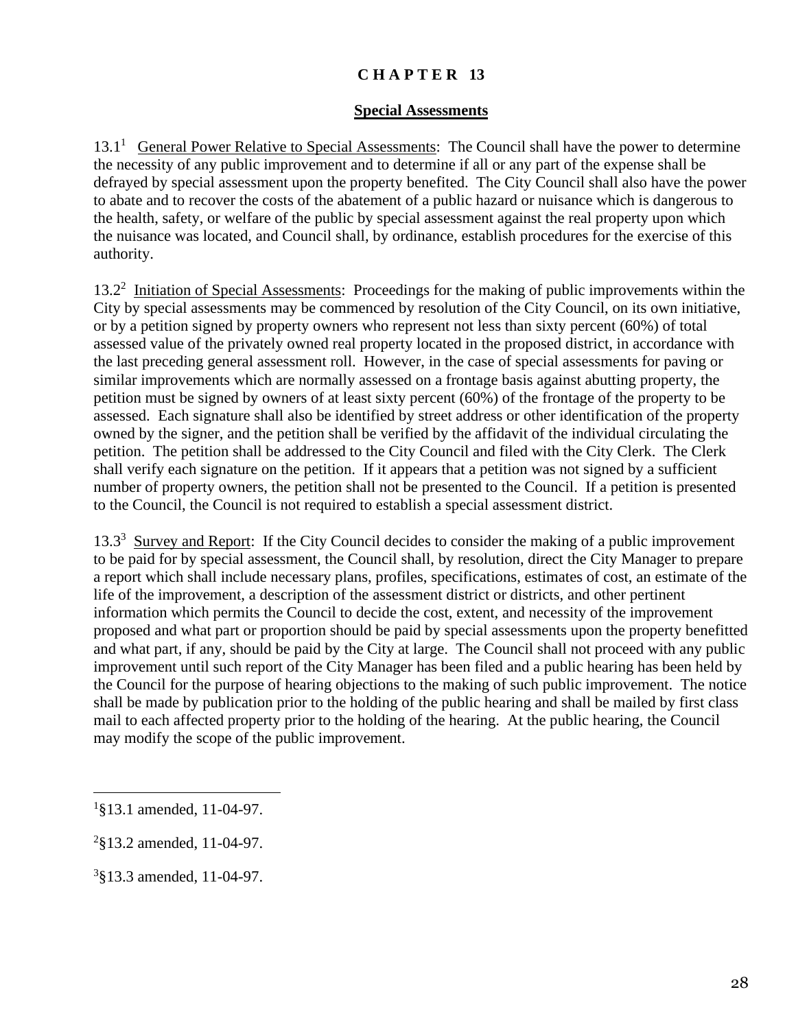# C H A P T E R 13

## Special Assessments

13.1[1] General Power Relative to Special Assessments: The Council shall have the power to determine the necessity of any public improvement and to determine if all or any part of the expense shall be defrayed by special assessment upon the property benefited. The City Council shall also have the power to abate and to recover the costs of the abatement of a public hazard or nuisance which is dangerous to the health, safety, or welfare of the public by special assessment against the real property upon which the nuisance was located, and Council shall, by ordinance, establish procedures for the exercise of this authority.

13.2[2] Initiation of Special Assessments: Proceedings for the making of public improvements within the City by special assessments may be commenced by resolution of the City Council, on its own initiative, or by a petition signed by property owners who represent not less than sixty percent (60%) of total assessed value of the privately owned real property located in the proposed district, in accordance with the last preceding general assessment roll. However, in the case of special assessments for paving or similar improvements which are normally assessed on a frontage basis against abutting property, the petition must be signed by owners of at least sixty percent (60%) of the frontage of the property to be assessed. Each signature shall also be identified by street address or other identification of the property owned by the signer, and the petition shall be verified by the affidavit of the individual circulating the petition. The petition shall be addressed to the City Council and filed with the City Clerk. The Clerk shall verify each signature on the petition. If it appears that a petition was not signed by a sufficient number of property owners, the petition shall not be presented to the Council. If a petition is presented to the Council, the Council is not required to establish a special assessment district.

13.3[3] Survey and Report: If the City Council decides to consider the making of a public improvement to be paid for by special assessment, the Council shall, by resolution, direct the City Manager to prepare a report which shall include necessary plans, profiles, specifications, estimates of cost, an estimate of the life of the improvement, a description of the assessment district or districts, and other pertinent information which permits the Council to decide the cost, extent, and necessity of the improvement proposed and what part or proportion should be paid by special assessments upon the property benefitted and what part, if any, should be paid by the City at large. The Council shall not proceed with any public improvement until such report of the City Manager has been filed and a public hearing has been held by the Council for the purpose of hearing objections to the making of such public improvement. The notice shall be made by publication prior to the holding of the public hearing and shall be mailed by first class mail to each affected property prior to the holding of the hearing. At the public hearing, the Council may modify the scope of the public improvement.

---

[1] §13.1 amended, 11-04-97.

[2] §13.2 amended, 11-04-97.

[3] §13.3 amended, 11-04-97.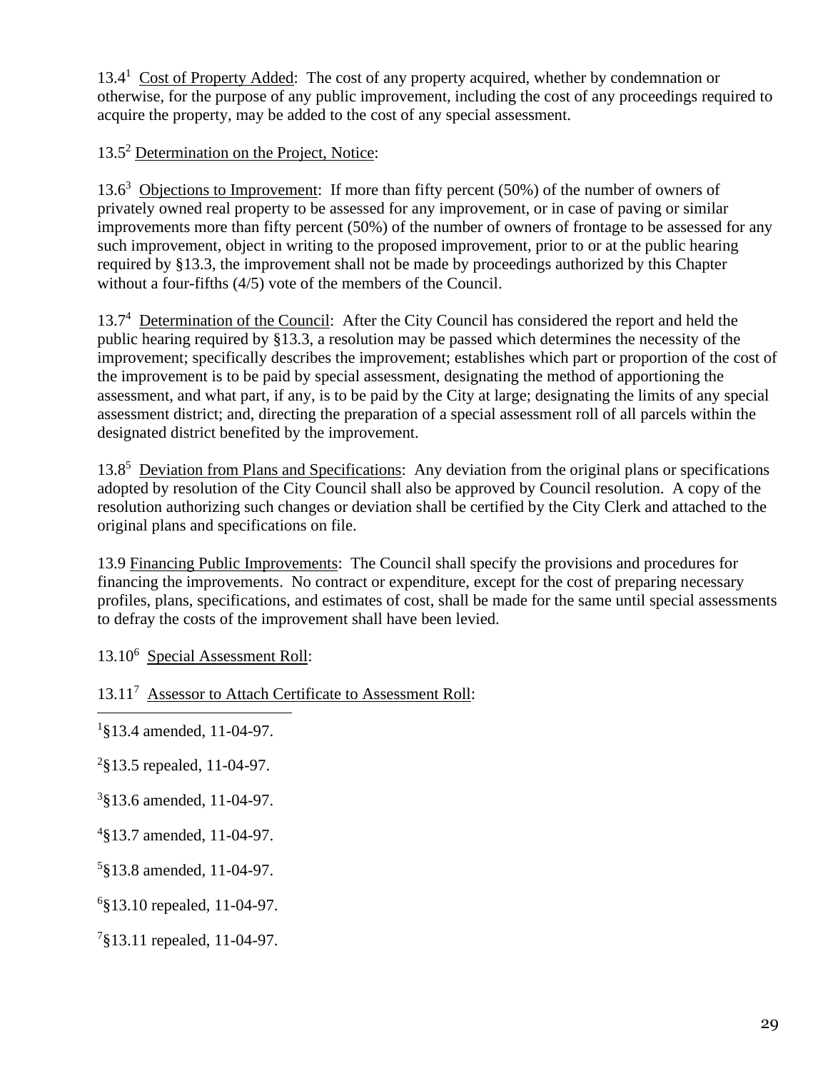13.4[1] Cost of Property Added: The cost of any property acquired, whether by condemnation or otherwise, for the purpose of any public improvement, including the cost of any proceedings required to acquire the property, may be added to the cost of any special assessment.

13.5[2] Determination on the Project, Notice:

13.6[3] Objections to Improvement: If more than fifty percent (50%) of the number of owners of privately owned real property to be assessed for any improvement, or in case of paving or similar improvements more than fifty percent (50%) of the number of owners of frontage to be assessed for any such improvement, object in writing to the proposed improvement, prior to or at the public hearing required by §13.3, the improvement shall not be made by proceedings authorized by this Chapter without a four-fifths (4/5) vote of the members of the Council.

13.7[4] Determination of the Council: After the City Council has considered the report and held the public hearing required by §13.3, a resolution may be passed which determines the necessity of the improvement; specifically describes the improvement; establishes which part or proportion of the cost of the improvement is to be paid by special assessment, designating the method of apportioning the assessment, and what part, if any, is to be paid by the City at large; designating the limits of any special assessment district; and, directing the preparation of a special assessment roll of all parcels within the designated district benefited by the improvement.

13.8[5] Deviation from Plans and Specifications: Any deviation from the original plans or specifications adopted by resolution of the City Council shall also be approved by Council resolution. A copy of the resolution authorizing such changes or deviation shall be certified by the City Clerk and attached to the original plans and specifications on file.

13.9 Financing Public Improvements: The Council shall specify the provisions and procedures for financing the improvements. No contract or expenditure, except for the cost of preparing necessary profiles, plans, specifications, and estimates of cost, shall be made for the same until special assessments to defray the costs of the improvement shall have been levied.

13.10[6] Special Assessment Roll:

13.11[7] Assessor to Attach Certificate to Assessment Roll:

---

[1] §13.4 amended, 11-04-97.

[2] §13.5 repealed, 11-04-97.

[3] §13.6 amended, 11-04-97.

[4] §13.7 amended, 11-04-97.

[5] §13.8 amended, 11-04-97.

[6] §13.10 repealed, 11-04-97.

[7] §13.11 repealed, 11-04-97.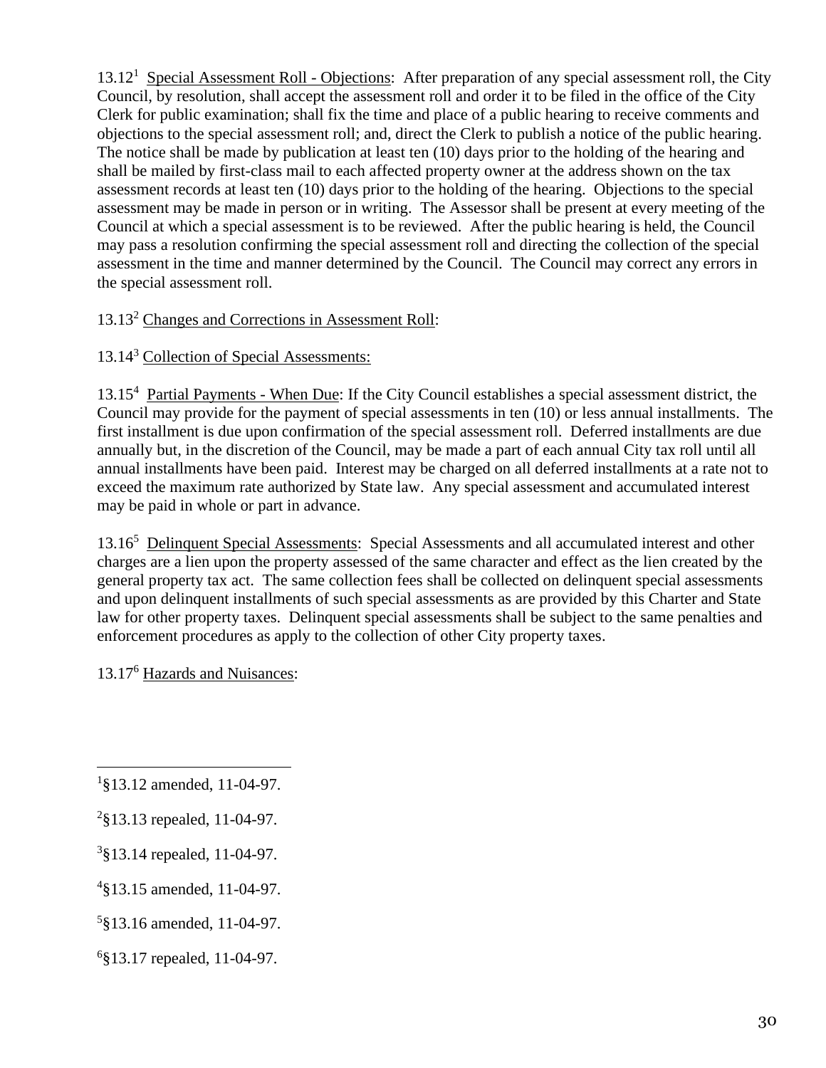13.12[1] Special Assessment Roll - Objections: After preparation of any special assessment roll, the City Council, by resolution, shall accept the assessment roll and order it to be filed in the office of the City Clerk for public examination; shall fix the time and place of a public hearing to receive comments and objections to the special assessment roll; and, direct the Clerk to publish a notice of the public hearing. The notice shall be made by publication at least ten (10) days prior to the holding of the hearing and shall be mailed by first-class mail to each affected property owner at the address shown on the tax assessment records at least ten (10) days prior to the holding of the hearing. Objections to the special assessment may be made in person or in writing. The Assessor shall be present at every meeting of the Council at which a special assessment is to be reviewed. After the public hearing is held, the Council may pass a resolution confirming the special assessment roll and directing the collection of the special assessment in the time and manner determined by the Council. The Council may correct any errors in the special assessment roll.

13.13[2] Changes and Corrections in Assessment Roll:

13.14[3] Collection of Special Assessments:

13.15[4] Partial Payments - When Due: If the City Council establishes a special assessment district, the Council may provide for the payment of special assessments in ten (10) or less annual installments. The first installment is due upon confirmation of the special assessment roll. Deferred installments are due annually but, in the discretion of the Council, may be made a part of each annual City tax roll until all annual installments have been paid. Interest may be charged on all deferred installments at a rate not to exceed the maximum rate authorized by State law. Any special assessment and accumulated interest may be paid in whole or part in advance.

13.16[5] Delinquent Special Assessments: Special Assessments and all accumulated interest and other charges are a lien upon the property assessed of the same character and effect as the lien created by the general property tax act. The same collection fees shall be collected on delinquent special assessments and upon delinquent installments of such special assessments as are provided by this Charter and State law for other property taxes. Delinquent special assessments shall be subject to the same penalties and enforcement procedures as apply to the collection of other City property taxes.

13.17[6] Hazards and Nuisances:

---

[1]§13.12 amended, 11-04-97.

[2]§13.13 repealed, 11-04-97.

[3]§13.14 repealed, 11-04-97.

[4]§13.15 amended, 11-04-97.

[5]§13.16 amended, 11-04-97.

[6]§13.17 repealed, 11-04-97.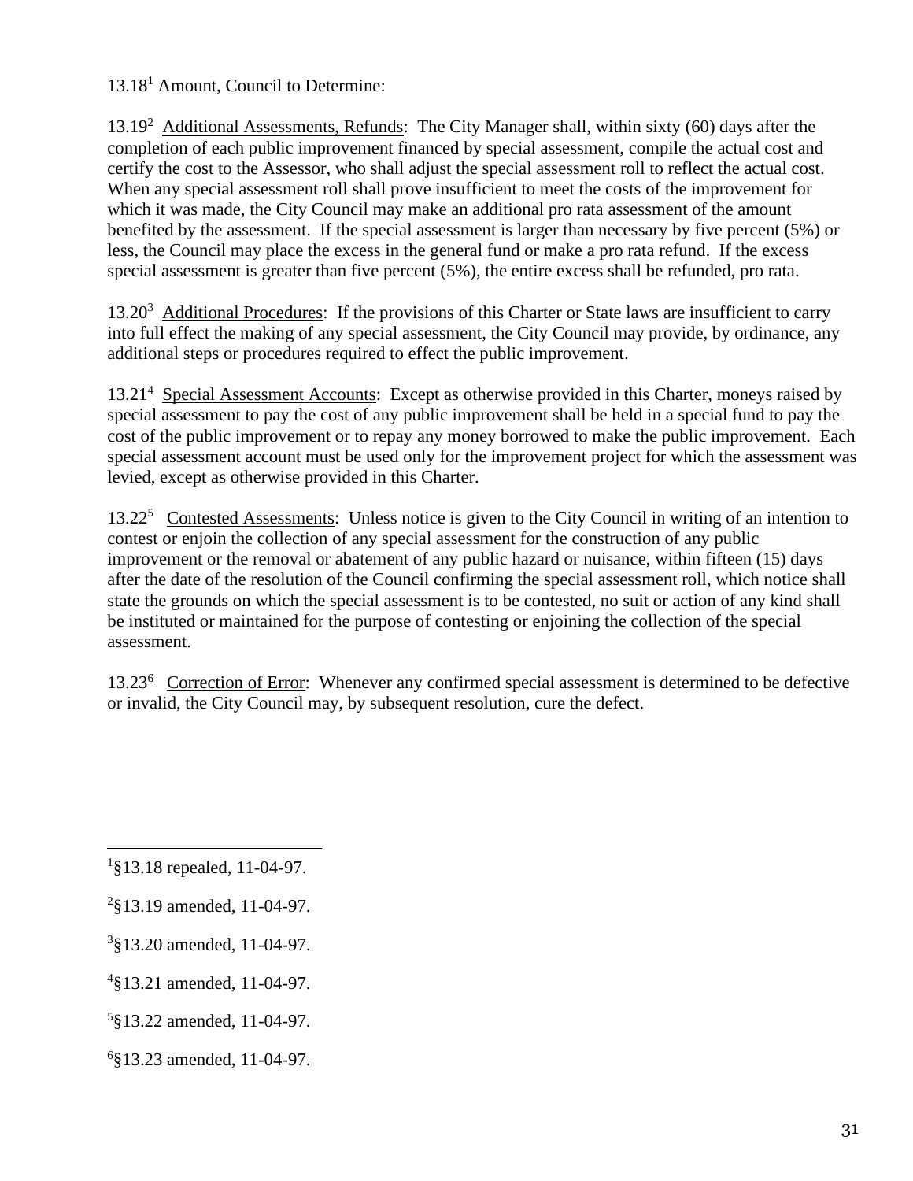13.18[1] Amount, Council to Determine:

13.19[2] Additional Assessments, Refunds: The City Manager shall, within sixty (60) days after the completion of each public improvement financed by special assessment, compile the actual cost and certify the cost to the Assessor, who shall adjust the special assessment roll to reflect the actual cost. When any special assessment roll shall prove insufficient to meet the costs of the improvement for which it was made, the City Council may make an additional pro rata assessment of the amount benefited by the assessment. If the special assessment is larger than necessary by five percent (5%) or less, the Council may place the excess in the general fund or make a pro rata refund. If the excess special assessment is greater than five percent (5%), the entire excess shall be refunded, pro rata.

13.20[3] Additional Procedures: If the provisions of this Charter or State laws are insufficient to carry into full effect the making of any special assessment, the City Council may provide, by ordinance, any additional steps or procedures required to effect the public improvement.

13.21[4] Special Assessment Accounts: Except as otherwise provided in this Charter, moneys raised by special assessment to pay the cost of any public improvement shall be held in a special fund to pay the cost of the public improvement or to repay any money borrowed to make the public improvement. Each special assessment account must be used only for the improvement project for which the assessment was levied, except as otherwise provided in this Charter.

13.22[5] Contested Assessments: Unless notice is given to the City Council in writing of an intention to contest or enjoin the collection of any special assessment for the construction of any public improvement or the removal or abatement of any public hazard or nuisance, within fifteen (15) days after the date of the resolution of the Council confirming the special assessment roll, which notice shall state the grounds on which the special assessment is to be contested, no suit or action of any kind shall be instituted or maintained for the purpose of contesting or enjoining the collection of the special assessment.

13.23[6] Correction of Error: Whenever any confirmed special assessment is determined to be defective or invalid, the City Council may, by subsequent resolution, cure the defect.

---

[1] §13.18 repealed, 11-04-97.

[2] §13.19 amended, 11-04-97.

[3] §13.20 amended, 11-04-97.

[4] §13.21 amended, 11-04-97.

[5] §13.22 amended, 11-04-97.

[6] §13.23 amended, 11-04-97.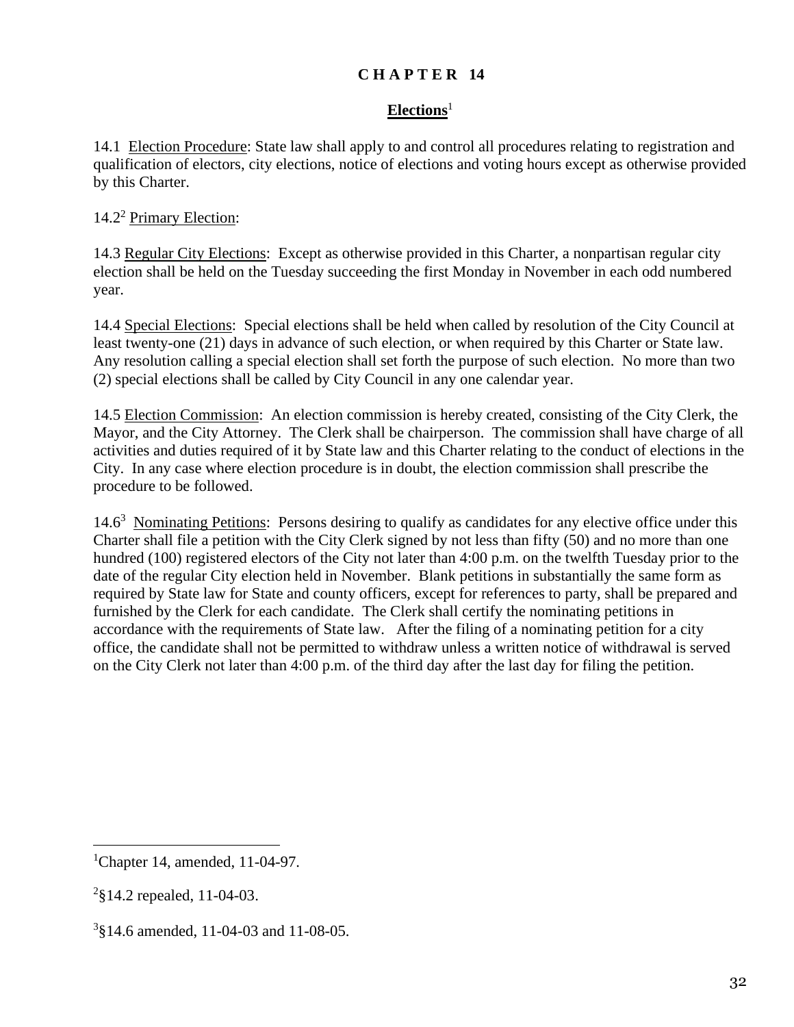# CHAPTER 14

## Elections[1]

14.1 Election Procedure: State law shall apply to and control all procedures relating to registration and qualification of electors, city elections, notice of elections and voting hours except as otherwise provided by this Charter.

14.2[2] Primary Election:

14.3 Regular City Elections: Except as otherwise provided in this Charter, a nonpartisan regular city election shall be held on the Tuesday succeeding the first Monday in November in each odd numbered year.

14.4 Special Elections: Special elections shall be held when called by resolution of the City Council at least twenty-one (21) days in advance of such election, or when required by this Charter or State law. Any resolution calling a special election shall set forth the purpose of such election. No more than two (2) special elections shall be called by City Council in any one calendar year.

14.5 Election Commission: An election commission is hereby created, consisting of the City Clerk, the Mayor, and the City Attorney. The Clerk shall be chairperson. The commission shall have charge of all activities and duties required of it by State law and this Charter relating to the conduct of elections in the City. In any case where election procedure is in doubt, the election commission shall prescribe the procedure to be followed.

14.6[3] Nominating Petitions: Persons desiring to qualify as candidates for any elective office under this Charter shall file a petition with the City Clerk signed by not less than fifty (50) and no more than one hundred (100) registered electors of the City not later than 4:00 p.m. on the twelfth Tuesday prior to the date of the regular City election held in November. Blank petitions in substantially the same form as required by State law for State and county officers, except for references to party, shall be prepared and furnished by the Clerk for each candidate. The Clerk shall certify the nominating petitions in accordance with the requirements of State law. After the filing of a nominating petition for a city office, the candidate shall not be permitted to withdraw unless a written notice of withdrawal is served on the City Clerk not later than 4:00 p.m. of the third day after the last day for filing the petition.

---

[1] Chapter 14, amended, 11-04-97.

[2] §14.2 repealed, 11-04-03.

[3] §14.6 amended, 11-04-03 and 11-08-05.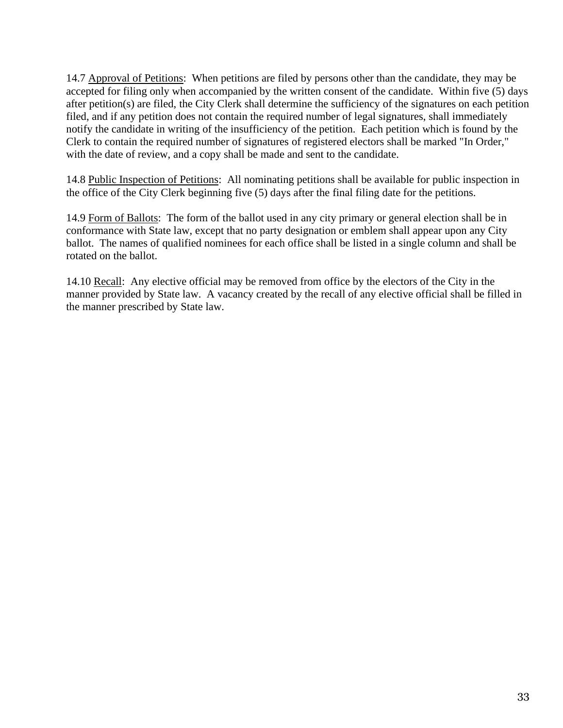14.7 Approval of Petitions: When petitions are filed by persons other than the candidate, they may be accepted for filing only when accompanied by the written consent of the candidate. Within five (5) days after petition(s) are filed, the City Clerk shall determine the sufficiency of the signatures on each petition filed, and if any petition does not contain the required number of legal signatures, shall immediately notify the candidate in writing of the insufficiency of the petition. Each petition which is found by the Clerk to contain the required number of signatures of registered electors shall be marked "In Order," with the date of review, and a copy shall be made and sent to the candidate.

14.8 Public Inspection of Petitions: All nominating petitions shall be available for public inspection in the office of the City Clerk beginning five (5) days after the final filing date for the petitions.

14.9 Form of Ballots: The form of the ballot used in any city primary or general election shall be in conformance with State law, except that no party designation or emblem shall appear upon any City ballot. The names of qualified nominees for each office shall be listed in a single column and shall be rotated on the ballot.

14.10 Recall: Any elective official may be removed from office by the electors of the City in the manner provided by State law. A vacancy created by the recall of any elective official shall be filled in the manner prescribed by State law.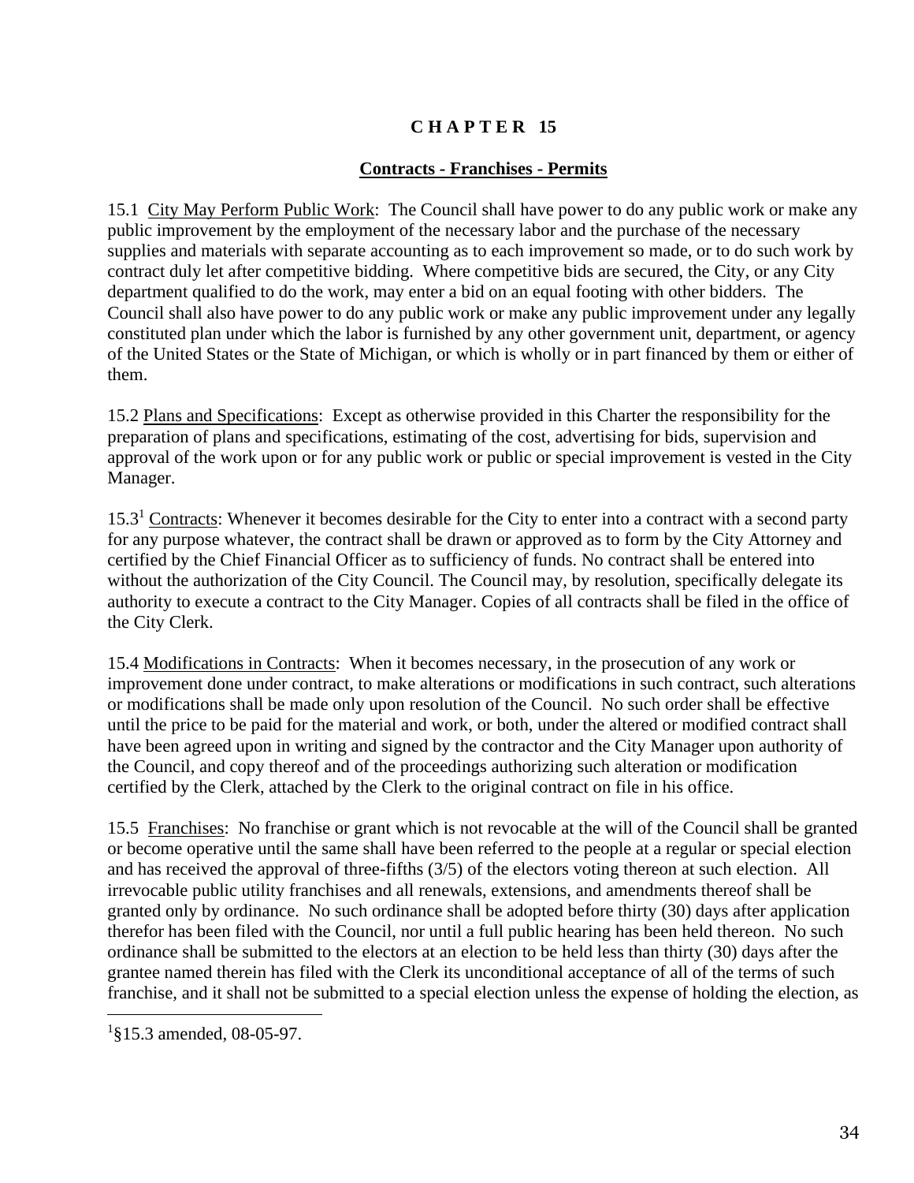# C H A P T E R 15

## Contracts - Franchises - Permits

15.1 City May Perform Public Work: The Council shall have power to do any public work or make any public improvement by the employment of the necessary labor and the purchase of the necessary supplies and materials with separate accounting as to each improvement so made, or to do such work by contract duly let after competitive bidding. Where competitive bids are secured, the City, or any City department qualified to do the work, may enter a bid on an equal footing with other bidders. The Council shall also have power to do any public work or make any public improvement under any legally constituted plan under which the labor is furnished by any other government unit, department, or agency of the United States or the State of Michigan, or which is wholly or in part financed by them or either of them.

15.2 Plans and Specifications: Except as otherwise provided in this Charter the responsibility for the preparation of plans and specifications, estimating of the cost, advertising for bids, supervision and approval of the work upon or for any public work or public or special improvement is vested in the City Manager.

15.3[1] Contracts: Whenever it becomes desirable for the City to enter into a contract with a second party for any purpose whatever, the contract shall be drawn or approved as to form by the City Attorney and certified by the Chief Financial Officer as to sufficiency of funds. No contract shall be entered into without the authorization of the City Council. The Council may, by resolution, specifically delegate its authority to execute a contract to the City Manager. Copies of all contracts shall be filed in the office of the City Clerk.

15.4 Modifications in Contracts: When it becomes necessary, in the prosecution of any work or improvement done under contract, to make alterations or modifications in such contract, such alterations or modifications shall be made only upon resolution of the Council. No such order shall be effective until the price to be paid for the material and work, or both, under the altered or modified contract shall have been agreed upon in writing and signed by the contractor and the City Manager upon authority of the Council, and copy thereof and of the proceedings authorizing such alteration or modification certified by the Clerk, attached by the Clerk to the original contract on file in his office.

15.5 Franchises: No franchise or grant which is not revocable at the will of the Council shall be granted or become operative until the same shall have been referred to the people at a regular or special election and has received the approval of three-fifths (3/5) of the electors voting thereon at such election. All irrevocable public utility franchises and all renewals, extensions, and amendments thereof shall be granted only by ordinance. No such ordinance shall be adopted before thirty (30) days after application therefor has been filed with the Council, nor until a full public hearing has been held thereon. No such ordinance shall be submitted to the electors at an election to be held less than thirty (30) days after the grantee named therein has filed with the Clerk its unconditional acceptance of all of the terms of such franchise, and it shall not be submitted to a special election unless the expense of holding the election, as

[1]§15.3 amended, 08-05-97.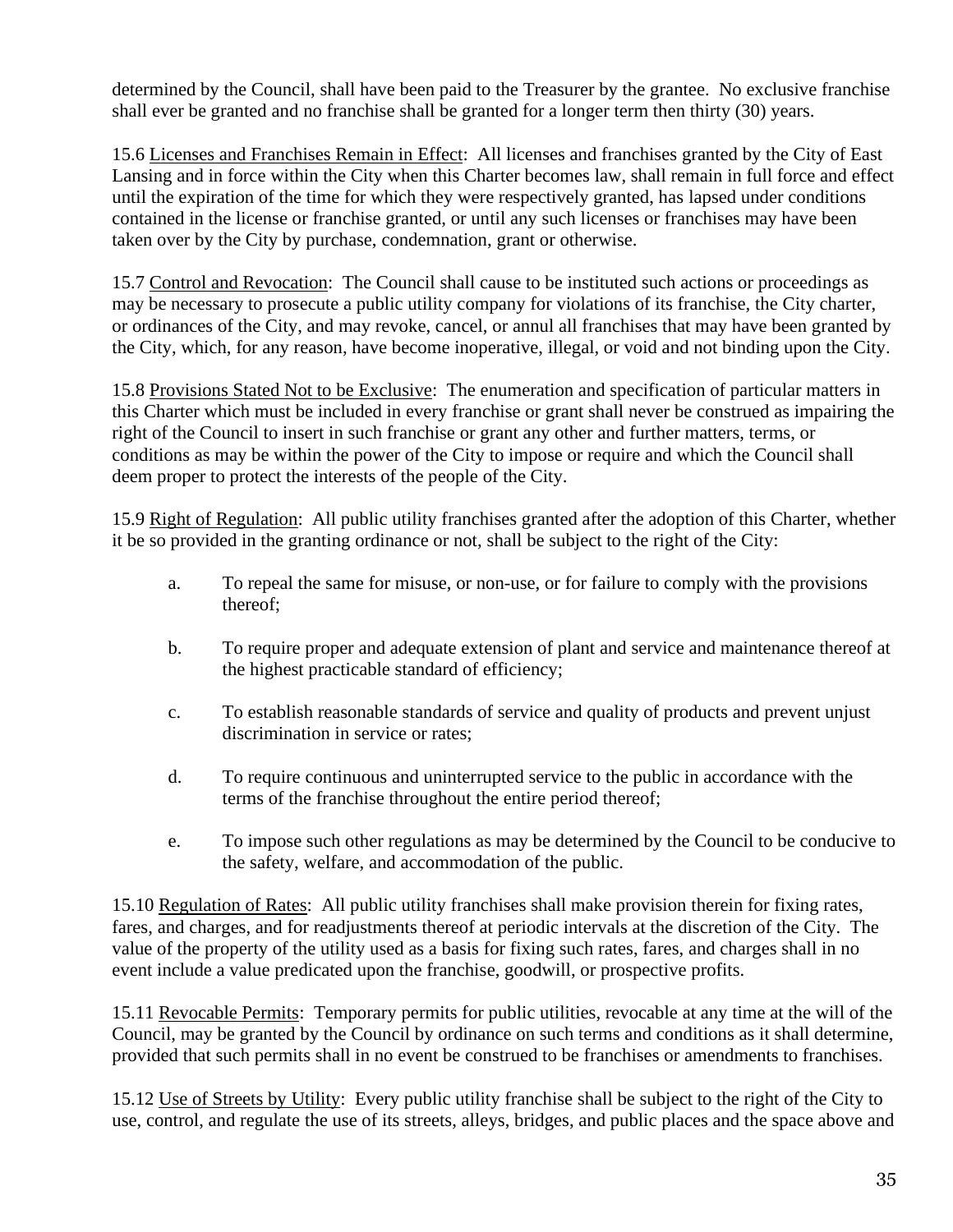determined by the Council, shall have been paid to the Treasurer by the grantee. No exclusive franchise shall ever be granted and no franchise shall be granted for a longer term then thirty (30) years.

15.6 Licenses and Franchises Remain in Effect: All licenses and franchises granted by the City of East Lansing and in force within the City when this Charter becomes law, shall remain in full force and effect until the expiration of the time for which they were respectively granted, has lapsed under conditions contained in the license or franchise granted, or until any such licenses or franchises may have been taken over by the City by purchase, condemnation, grant or otherwise.

15.7 Control and Revocation: The Council shall cause to be instituted such actions or proceedings as may be necessary to prosecute a public utility company for violations of its franchise, the City charter, or ordinances of the City, and may revoke, cancel, or annul all franchises that may have been granted by the City, which, for any reason, have become inoperative, illegal, or void and not binding upon the City.

15.8 Provisions Stated Not to be Exclusive: The enumeration and specification of particular matters in this Charter which must be included in every franchise or grant shall never be construed as impairing the right of the Council to insert in such franchise or grant any other and further matters, terms, or conditions as may be within the power of the City to impose or require and which the Council shall deem proper to protect the interests of the people of the City.

15.9 Right of Regulation: All public utility franchises granted after the adoption of this Charter, whether it be so provided in the granting ordinance or not, shall be subject to the right of the City:

a. To repeal the same for misuse, or non-use, or for failure to comply with the provisions thereof;

b. To require proper and adequate extension of plant and service and maintenance thereof at the highest practicable standard of efficiency;

c. To establish reasonable standards of service and quality of products and prevent unjust discrimination in service or rates;

d. To require continuous and uninterrupted service to the public in accordance with the terms of the franchise throughout the entire period thereof;

e. To impose such other regulations as may be determined by the Council to be conducive to the safety, welfare, and accommodation of the public.

15.10 Regulation of Rates: All public utility franchises shall make provision therein for fixing rates, fares, and charges, and for readjustments thereof at periodic intervals at the discretion of the City. The value of the property of the utility used as a basis for fixing such rates, fares, and charges shall in no event include a value predicated upon the franchise, goodwill, or prospective profits.

15.11 Revocable Permits: Temporary permits for public utilities, revocable at any time at the will of the Council, may be granted by the Council by ordinance on such terms and conditions as it shall determine, provided that such permits shall in no event be construed to be franchises or amendments to franchises.

15.12 Use of Streets by Utility: Every public utility franchise shall be subject to the right of the City to use, control, and regulate the use of its streets, alleys, bridges, and public places and the space above and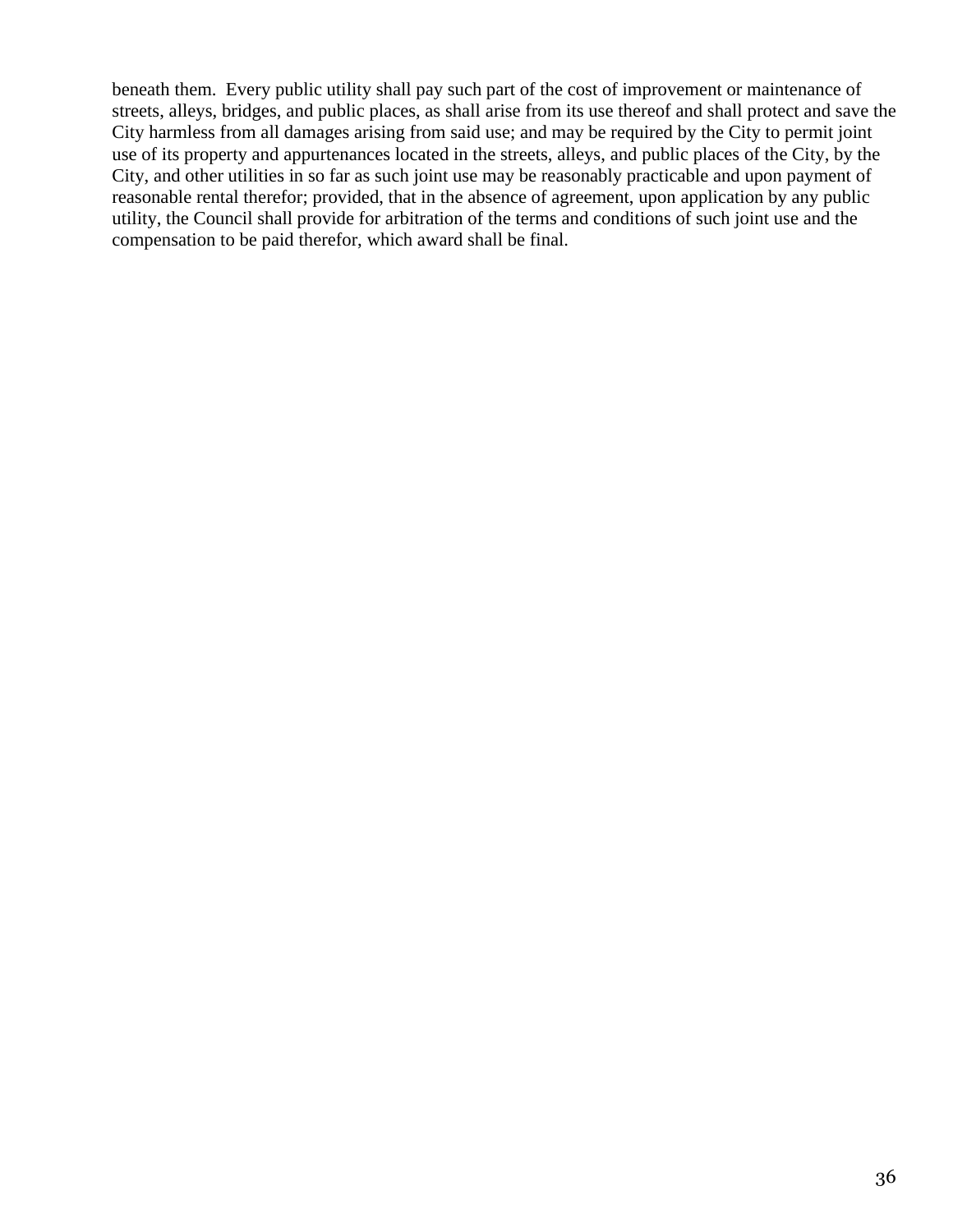beneath them. Every public utility shall pay such part of the cost of improvement or maintenance of streets, alleys, bridges, and public places, as shall arise from its use thereof and shall protect and save the City harmless from all damages arising from said use; and may be required by the City to permit joint use of its property and appurtenances located in the streets, alleys, and public places of the City, by the City, and other utilities in so far as such joint use may be reasonably practicable and upon payment of reasonable rental therefor; provided, that in the absence of agreement, upon application by any public utility, the Council shall provide for arbitration of the terms and conditions of such joint use and the compensation to be paid therefor, which award shall be final.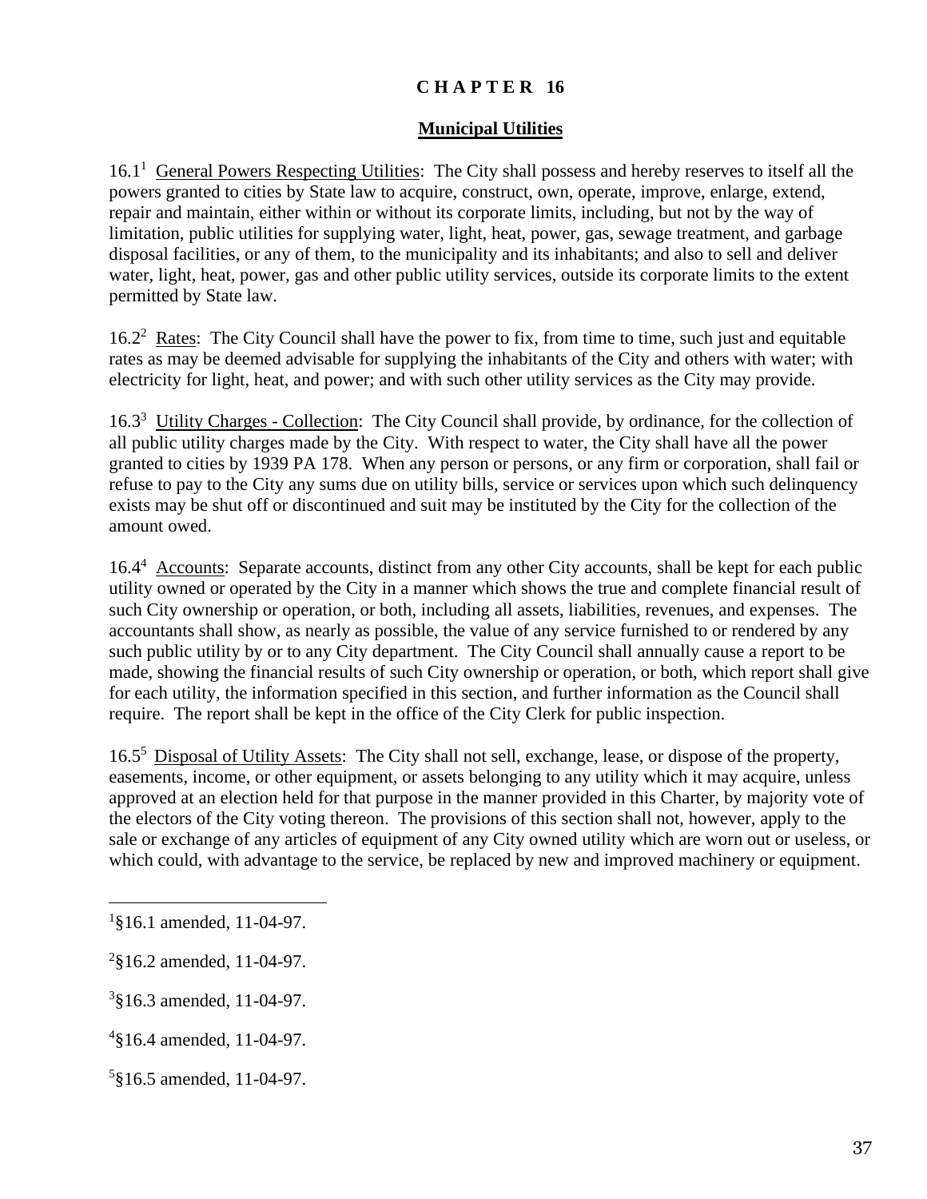# CHAPTER 16

## Municipal Utilities

16.1[1] General Powers Respecting Utilities: The City shall possess and hereby reserves to itself all the powers granted to cities by State law to acquire, construct, own, operate, improve, enlarge, extend, repair and maintain, either within or without its corporate limits, including, but not by the way of limitation, public utilities for supplying water, light, heat, power, gas, sewage treatment, and garbage disposal facilities, or any of them, to the municipality and its inhabitants; and also to sell and deliver water, light, heat, power, gas and other public utility services, outside its corporate limits to the extent permitted by State law.

16.2[2] Rates: The City Council shall have the power to fix, from time to time, such just and equitable rates as may be deemed advisable for supplying the inhabitants of the City and others with water; with electricity for light, heat, and power; and with such other utility services as the City may provide.

16.3[3] Utility Charges - Collection: The City Council shall provide, by ordinance, for the collection of all public utility charges made by the City. With respect to water, the City shall have all the power granted to cities by 1939 PA 178. When any person or persons, or any firm or corporation, shall fail or refuse to pay to the City any sums due on utility bills, service or services upon which such delinquency exists may be shut off or discontinued and suit may be instituted by the City for the collection of the amount owed.

16.4[4] Accounts: Separate accounts, distinct from any other City accounts, shall be kept for each public utility owned or operated by the City in a manner which shows the true and complete financial result of such City ownership or operation, or both, including all assets, liabilities, revenues, and expenses. The accountants shall show, as nearly as possible, the value of any service furnished to or rendered by any such public utility by or to any City department. The City Council shall annually cause a report to be made, showing the financial results of such City ownership or operation, or both, which report shall give for each utility, the information specified in this section, and further information as the Council shall require. The report shall be kept in the office of the City Clerk for public inspection.

16.5[5] Disposal of Utility Assets: The City shall not sell, exchange, lease, or dispose of the property, easements, income, or other equipment, or assets belonging to any utility which it may acquire, unless approved at an election held for that purpose in the manner provided in this Charter, by majority vote of the electors of the City voting thereon. The provisions of this section shall not, however, apply to the sale or exchange of any articles of equipment of any City owned utility which are worn out or useless, or which could, with advantage to the service, be replaced by new and improved machinery or equipment.

---

[1] §16.1 amended, 11-04-97.

[2] §16.2 amended, 11-04-97.

[3] §16.3 amended, 11-04-97.

[4] §16.4 amended, 11-04-97.

[5] §16.5 amended, 11-04-97.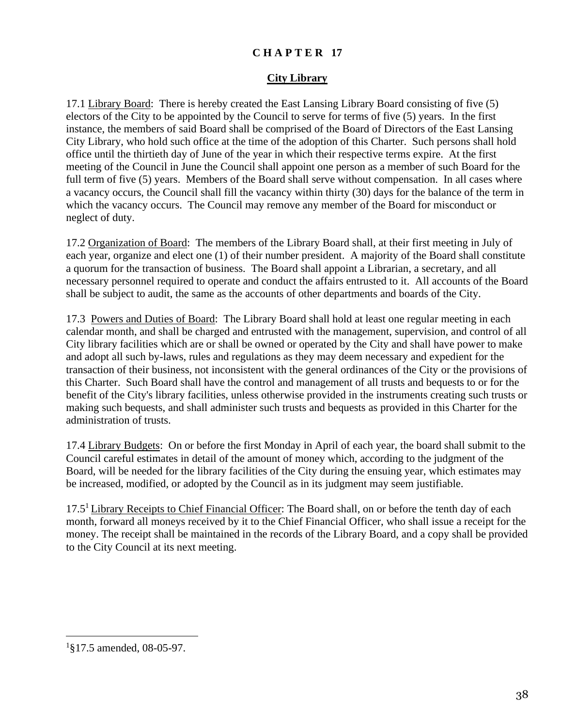# CHAPTER 17

## City Library

17.1 Library Board: There is hereby created the East Lansing Library Board consisting of five (5) electors of the City to be appointed by the Council to serve for terms of five (5) years. In the first instance, the members of said Board shall be comprised of the Board of Directors of the East Lansing City Library, who hold such office at the time of the adoption of this Charter. Such persons shall hold office until the thirtieth day of June of the year in which their respective terms expire. At the first meeting of the Council in June the Council shall appoint one person as a member of such Board for the full term of five (5) years. Members of the Board shall serve without compensation. In all cases where a vacancy occurs, the Council shall fill the vacancy within thirty (30) days for the balance of the term in which the vacancy occurs. The Council may remove any member of the Board for misconduct or neglect of duty.

17.2 Organization of Board: The members of the Library Board shall, at their first meeting in July of each year, organize and elect one (1) of their number president. A majority of the Board shall constitute a quorum for the transaction of business. The Board shall appoint a Librarian, a secretary, and all necessary personnel required to operate and conduct the affairs entrusted to it. All accounts of the Board shall be subject to audit, the same as the accounts of other departments and boards of the City.

17.3 Powers and Duties of Board: The Library Board shall hold at least one regular meeting in each calendar month, and shall be charged and entrusted with the management, supervision, and control of all City library facilities which are or shall be owned or operated by the City and shall have power to make and adopt all such by-laws, rules and regulations as they may deem necessary and expedient for the transaction of their business, not inconsistent with the general ordinances of the City or the provisions of this Charter. Such Board shall have the control and management of all trusts and bequests to or for the benefit of the City's library facilities, unless otherwise provided in the instruments creating such trusts or making such bequests, and shall administer such trusts and bequests as provided in this Charter for the administration of trusts.

17.4 Library Budgets: On or before the first Monday in April of each year, the board shall submit to the Council careful estimates in detail of the amount of money which, according to the judgment of the Board, will be needed for the library facilities of the City during the ensuing year, which estimates may be increased, modified, or adopted by the Council as in its judgment may seem justifiable.

17.5[1] Library Receipts to Chief Financial Officer: The Board shall, on or before the tenth day of each month, forward all moneys received by it to the Chief Financial Officer, who shall issue a receipt for the money. The receipt shall be maintained in the records of the Library Board, and a copy shall be provided to the City Council at its next meeting.

---

[1]§17.5 amended, 08-05-97.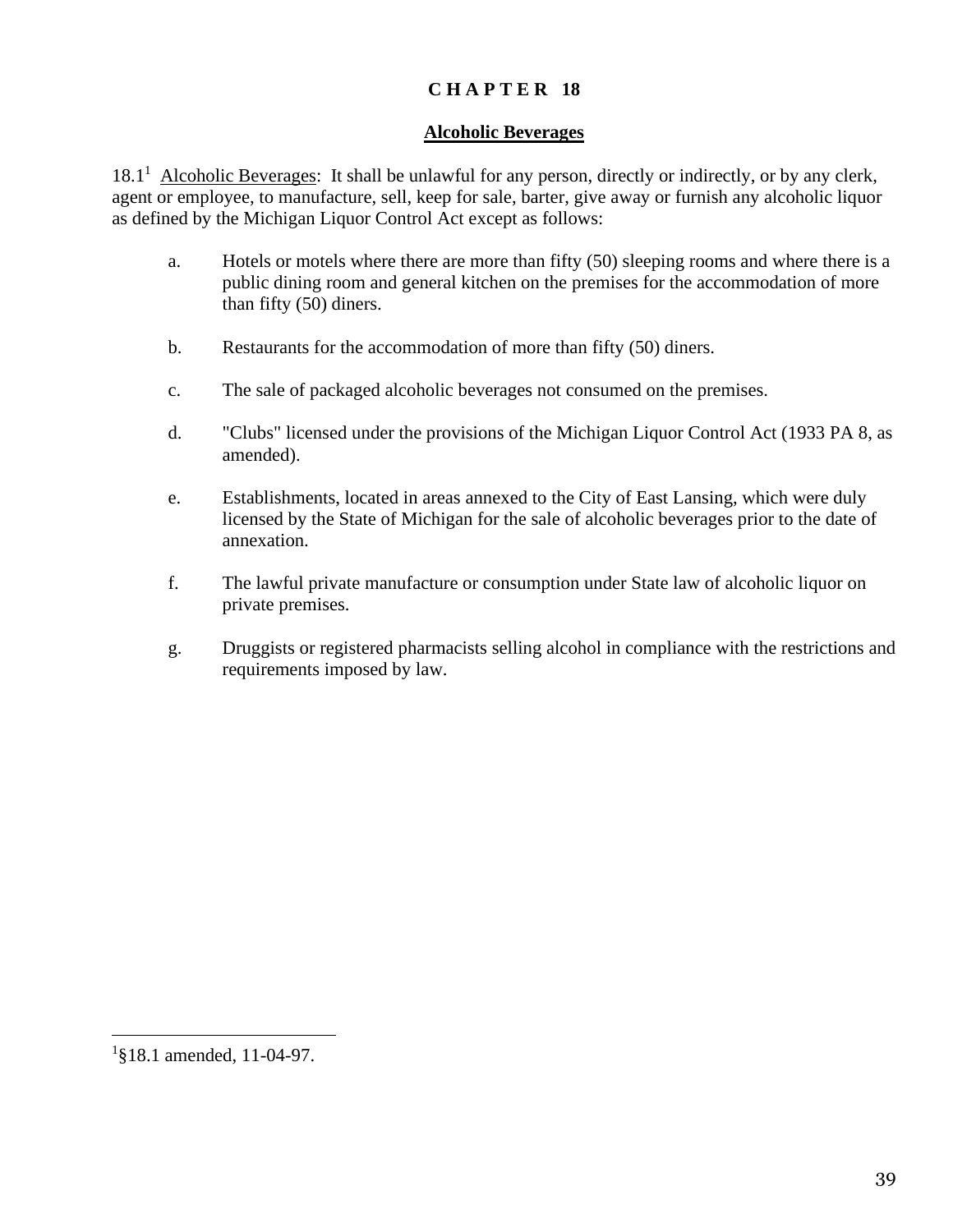# CHAPTER 18

## Alcoholic Beverages

18.1[1] Alcoholic Beverages: It shall be unlawful for any person, directly or indirectly, or by any clerk, agent or employee, to manufacture, sell, keep for sale, barter, give away or furnish any alcoholic liquor as defined by the Michigan Liquor Control Act except as follows:

a. Hotels or motels where there are more than fifty (50) sleeping rooms and where there is a public dining room and general kitchen on the premises for the accommodation of more than fifty (50) diners.

b. Restaurants for the accommodation of more than fifty (50) diners.

c. The sale of packaged alcoholic beverages not consumed on the premises.

d. "Clubs" licensed under the provisions of the Michigan Liquor Control Act (1933 PA 8, as amended).

e. Establishments, located in areas annexed to the City of East Lansing, which were duly licensed by the State of Michigan for the sale of alcoholic beverages prior to the date of annexation.

f. The lawful private manufacture or consumption under State law of alcoholic liquor on private premises.

g. Druggists or registered pharmacists selling alcohol in compliance with the restrictions and requirements imposed by law.

---

[1] §18.1 amended, 11-04-97.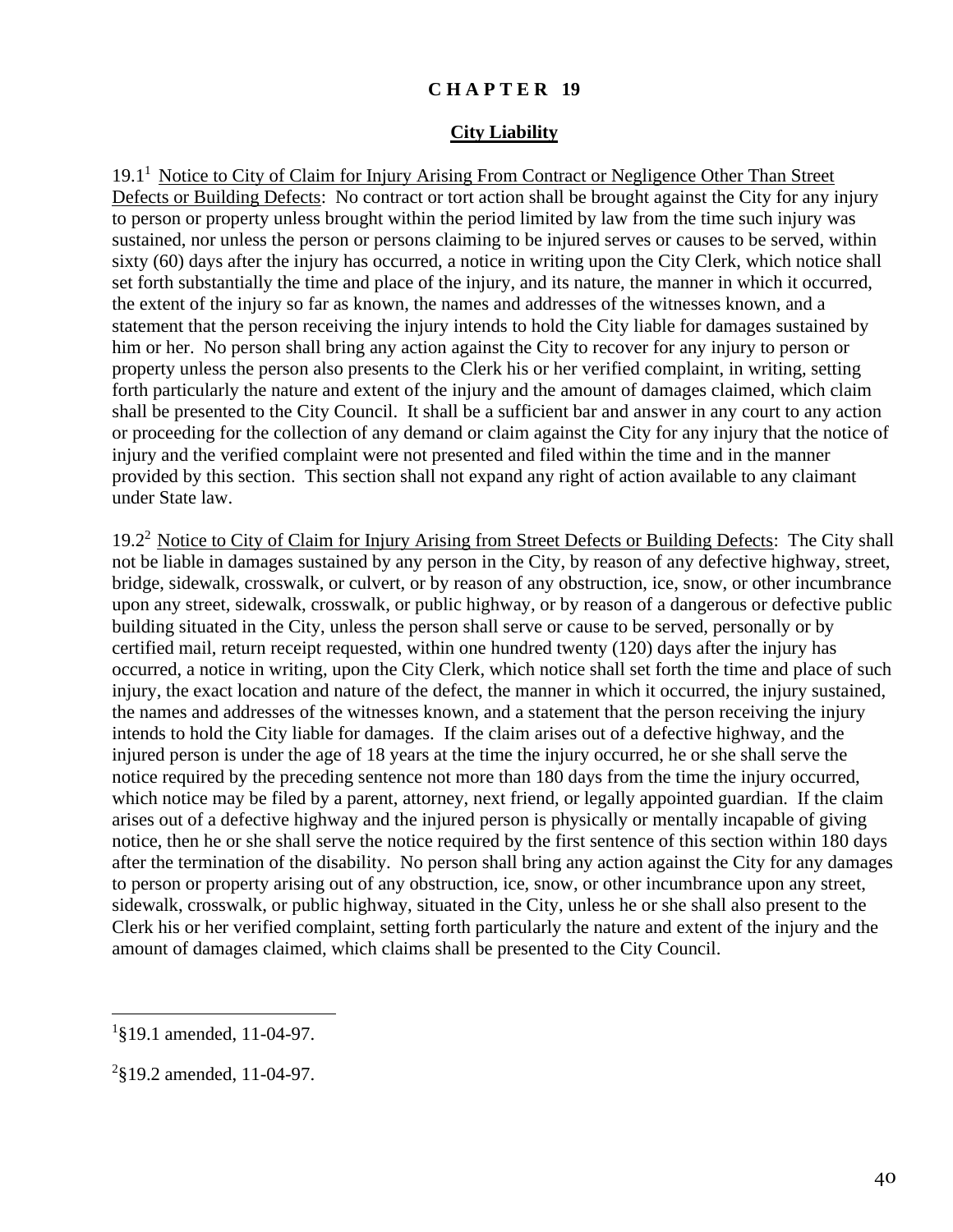# CHAPTER 19

## City Liability

19.1[1] Notice to City of Claim for Injury Arising From Contract or Negligence Other Than Street Defects or Building Defects: No contract or tort action shall be brought against the City for any injury to person or property unless brought within the period limited by law from the time such injury was sustained, nor unless the person or persons claiming to be injured serves or causes to be served, within sixty (60) days after the injury has occurred, a notice in writing upon the City Clerk, which notice shall set forth substantially the time and place of the injury, and its nature, the manner in which it occurred, the extent of the injury so far as known, the names and addresses of the witnesses known, and a statement that the person receiving the injury intends to hold the City liable for damages sustained by him or her. No person shall bring any action against the City to recover for any injury to person or property unless the person also presents to the Clerk his or her verified complaint, in writing, setting forth particularly the nature and extent of the injury and the amount of damages claimed, which claim shall be presented to the City Council. It shall be a sufficient bar and answer in any court to any action or proceeding for the collection of any demand or claim against the City for any injury that the notice of injury and the verified complaint were not presented and filed within the time and in the manner provided by this section. This section shall not expand any right of action available to any claimant under State law.

19.2[2] Notice to City of Claim for Injury Arising from Street Defects or Building Defects: The City shall not be liable in damages sustained by any person in the City, by reason of any defective highway, street, bridge, sidewalk, crosswalk, or culvert, or by reason of any obstruction, ice, snow, or other incumbrance upon any street, sidewalk, crosswalk, or public highway, or by reason of a dangerous or defective public building situated in the City, unless the person shall serve or cause to be served, personally or by certified mail, return receipt requested, within one hundred twenty (120) days after the injury has occurred, a notice in writing, upon the City Clerk, which notice shall set forth the time and place of such injury, the exact location and nature of the defect, the manner in which it occurred, the injury sustained, the names and addresses of the witnesses known, and a statement that the person receiving the injury intends to hold the City liable for damages. If the claim arises out of a defective highway, and the injured person is under the age of 18 years at the time the injury occurred, he or she shall serve the notice required by the preceding sentence not more than 180 days from the time the injury occurred, which notice may be filed by a parent, attorney, next friend, or legally appointed guardian. If the claim arises out of a defective highway and the injured person is physically or mentally incapable of giving notice, then he or she shall serve the notice required by the first sentence of this section within 180 days after the termination of the disability. No person shall bring any action against the City for any damages to person or property arising out of any obstruction, ice, snow, or other incumbrance upon any street, sidewalk, crosswalk, or public highway, situated in the City, unless he or she shall also present to the Clerk his or her verified complaint, setting forth particularly the nature and extent of the injury and the amount of damages claimed, which claims shall be presented to the City Council.

---

[1]§19.1 amended, 11-04-97.

[2]§19.2 amended, 11-04-97.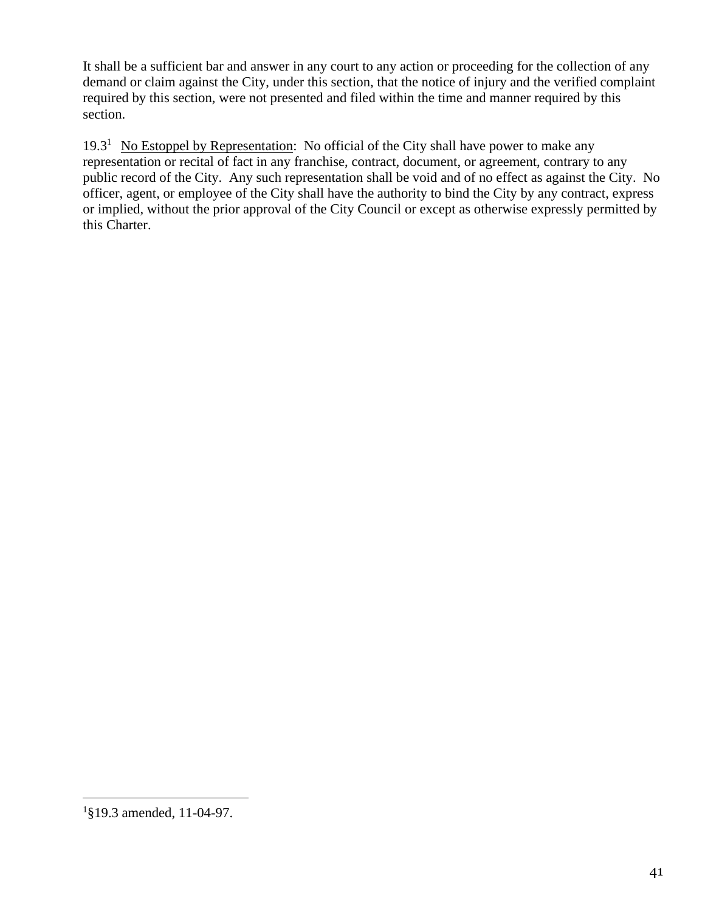It shall be a sufficient bar and answer in any court to any action or proceeding for the collection of any demand or claim against the City, under this section, that the notice of injury and the verified complaint required by this section, were not presented and filed within the time and manner required by this section.

19.3[1] No Estoppel by Representation: No official of the City shall have power to make any representation or recital of fact in any franchise, contract, document, or agreement, contrary to any public record of the City. Any such representation shall be void and of no effect as against the City. No officer, agent, or employee of the City shall have the authority to bind the City by any contract, express or implied, without the prior approval of the City Council or except as otherwise expressly permitted by this Charter.

---

[1] §19.3 amended, 11-04-97.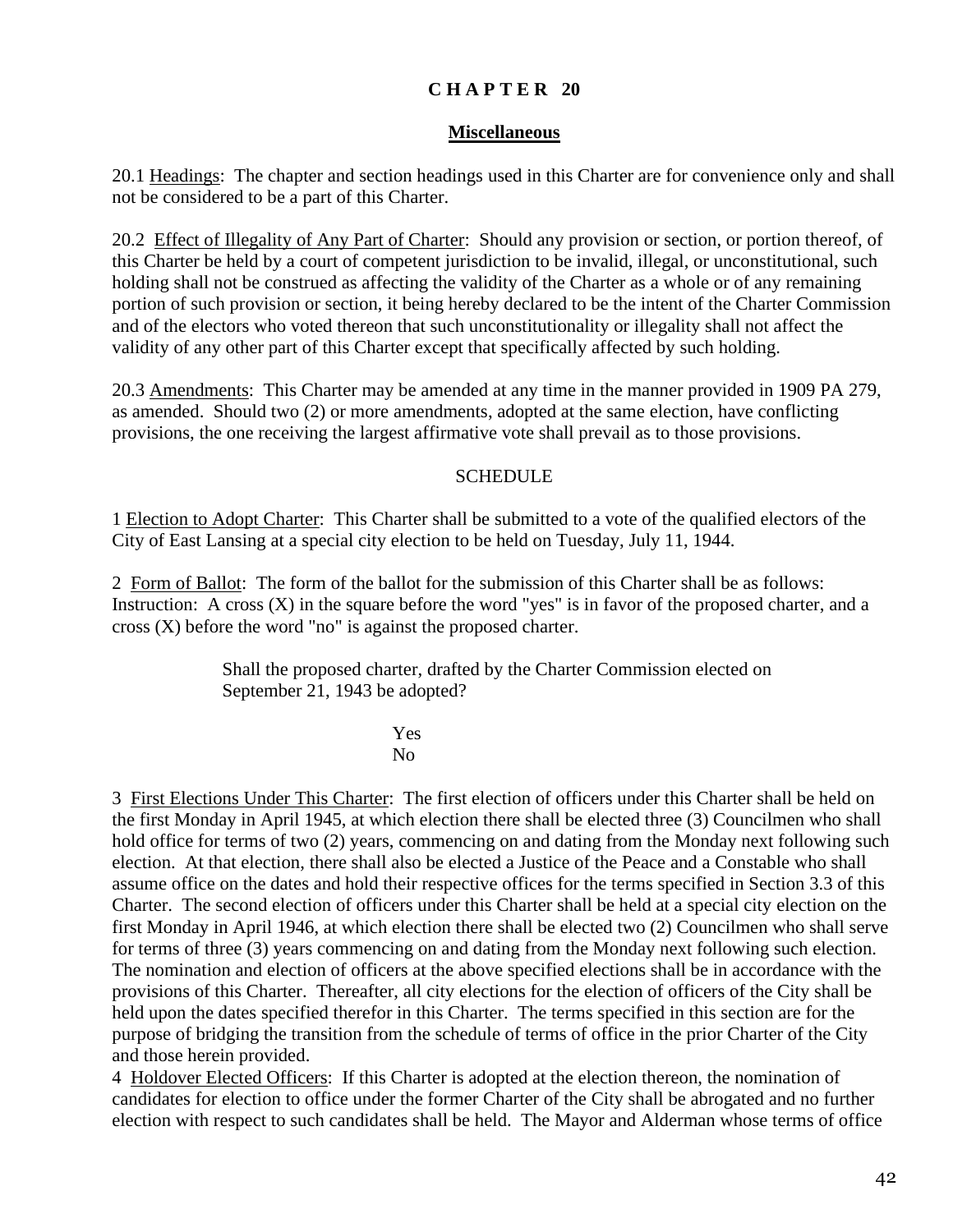# CHAPTER 20

## Miscellaneous

20.1 Headings: The chapter and section headings used in this Charter are for convenience only and shall not be considered to be a part of this Charter.

20.2 Effect of Illegality of Any Part of Charter: Should any provision or section, or portion thereof, of this Charter be held by a court of competent jurisdiction to be invalid, illegal, or unconstitutional, such holding shall not be construed as affecting the validity of the Charter as a whole or of any remaining portion of such provision or section, it being hereby declared to be the intent of the Charter Commission and of the electors who voted thereon that such unconstitutionality or illegality shall not affect the validity of any other part of this Charter except that specifically affected by such holding.

20.3 Amendments: This Charter may be amended at any time in the manner provided in 1909 PA 279, as amended. Should two (2) or more amendments, adopted at the same election, have conflicting provisions, the one receiving the largest affirmative vote shall prevail as to those provisions.

### SCHEDULE

1 Election to Adopt Charter: This Charter shall be submitted to a vote of the qualified electors of the City of East Lansing at a special city election to be held on Tuesday, July 11, 1944.

2 Form of Ballot: The form of the ballot for the submission of this Charter shall be as follows: Instruction: A cross (X) in the square before the word "yes" is in favor of the proposed charter, and a cross (X) before the word "no" is against the proposed charter.

> Shall the proposed charter, drafted by the Charter Commission elected on September 21, 1943 be adopted?
>
> Yes
> No

3 First Elections Under This Charter: The first election of officers under this Charter shall be held on the first Monday in April 1945, at which election there shall be elected three (3) Councilmen who shall hold office for terms of two (2) years, commencing on and dating from the Monday next following such election. At that election, there shall also be elected a Justice of the Peace and a Constable who shall assume office on the dates and hold their respective offices for the terms specified in Section 3.3 of this Charter. The second election of officers under this Charter shall be held at a special city election on the first Monday in April 1946, at which election there shall be elected two (2) Councilmen who shall serve for terms of three (3) years commencing on and dating from the Monday next following such election. The nomination and election of officers at the above specified elections shall be in accordance with the provisions of this Charter. Thereafter, all city elections for the election of officers of the City shall be held upon the dates specified therefor in this Charter. The terms specified in this section are for the purpose of bridging the transition from the schedule of terms of office in the prior Charter of the City and those herein provided.

4 Holdover Elected Officers: If this Charter is adopted at the election thereon, the nomination of candidates for election to office under the former Charter of the City shall be abrogated and no further election with respect to such candidates shall be held. The Mayor and Alderman whose terms of office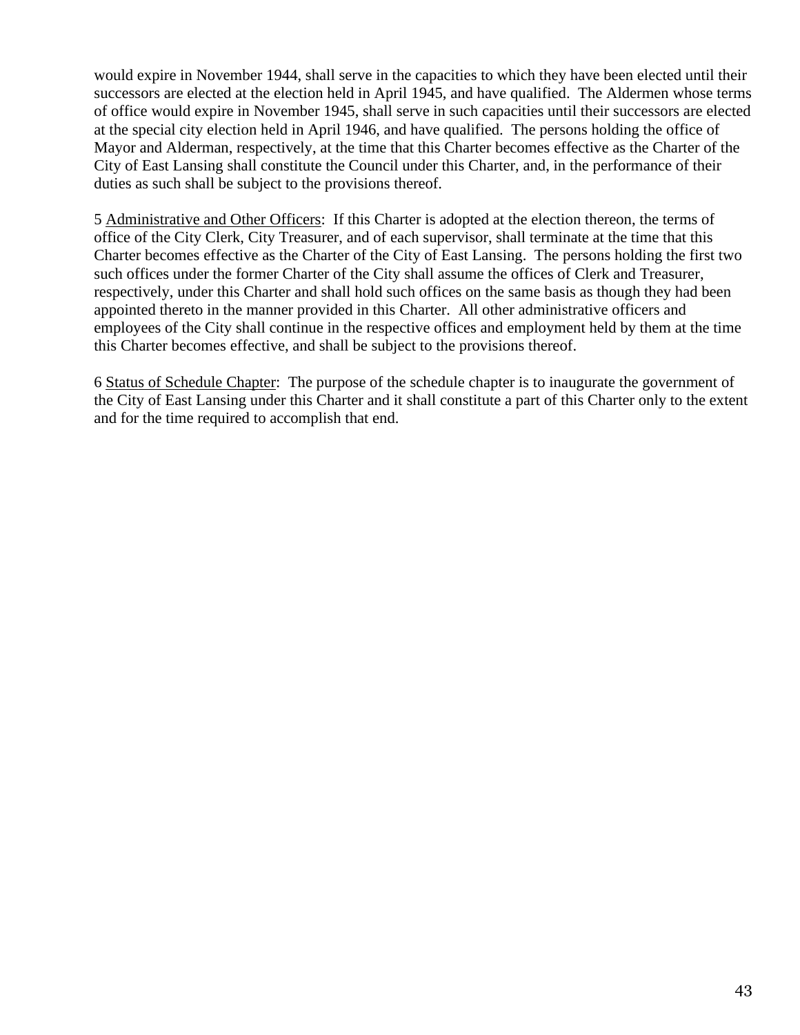would expire in November 1944, shall serve in the capacities to which they have been elected until their successors are elected at the election held in April 1945, and have qualified. The Aldermen whose terms of office would expire in November 1945, shall serve in such capacities until their successors are elected at the special city election held in April 1946, and have qualified. The persons holding the office of Mayor and Alderman, respectively, at the time that this Charter becomes effective as the Charter of the City of East Lansing shall constitute the Council under this Charter, and, in the performance of their duties as such shall be subject to the provisions thereof.

5 Administrative and Other Officers: If this Charter is adopted at the election thereon, the terms of office of the City Clerk, City Treasurer, and of each supervisor, shall terminate at the time that this Charter becomes effective as the Charter of the City of East Lansing. The persons holding the first two such offices under the former Charter of the City shall assume the offices of Clerk and Treasurer, respectively, under this Charter and shall hold such offices on the same basis as though they had been appointed thereto in the manner provided in this Charter. All other administrative officers and employees of the City shall continue in the respective offices and employment held by them at the time this Charter becomes effective, and shall be subject to the provisions thereof.

6 Status of Schedule Chapter: The purpose of the schedule chapter is to inaugurate the government of the City of East Lansing under this Charter and it shall constitute a part of this Charter only to the extent and for the time required to accomplish that end.